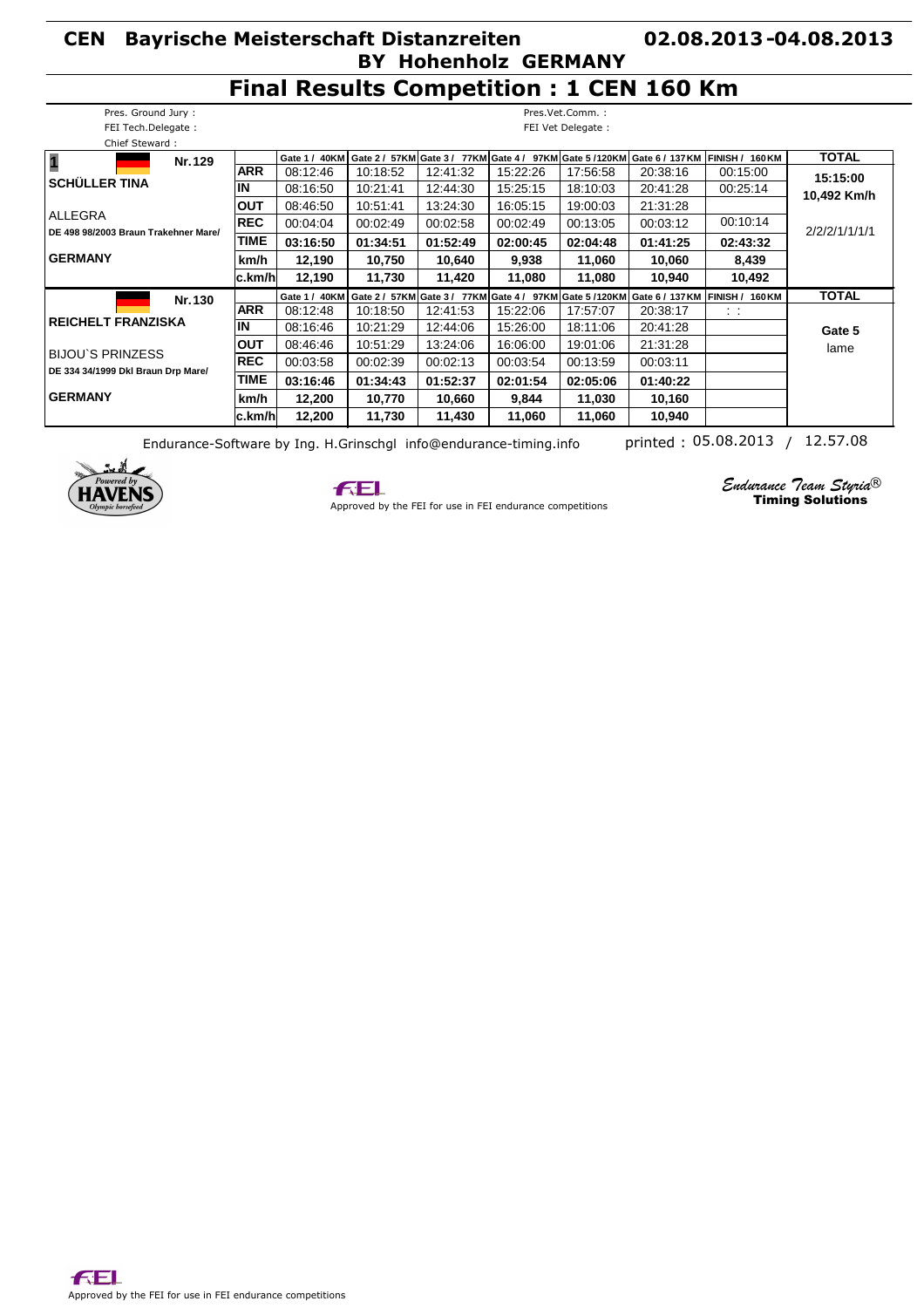# CEN Bayrische Meisterschaft Distanzreiten

## BY Hohenholz GERMANY

02.08.2013 - 04.08.2013

## Final Results Competition : 1 CEN 160 Km

Pres. Ground Jury :
FEI Tech.Delegate :
Chief Steward :

Pres.Vet.Comm. :
FEI Vet Delegate :

| Rider / Horse | | Gate 1 / 40KM | Gate 2 / 57KM | Gate 3 / 77KM | Gate 4 / 97KM | Gate 5 / 120KM | Gate 6 / 137KM | FINISH / 160KM | TOTAL |
|---|---|---|---|---|---|---|---|---|---|
| 1 Nr. 129 | ARR | 08:12:46 | 10:18:52 | 12:41:32 | 15:22:26 | 17:56:58 | 20:38:16 | 00:15:00 | 15:15:00 |
| SCHÜLLER TINA | IN | 08:16:50 | 10:21:41 | 12:44:30 | 15:25:15 | 18:10:03 | 20:41:28 | 00:25:14 | 10,492 Km/h |
| ALLEGRA | OUT | 08:46:50 | 10:51:41 | 13:24:30 | 16:05:15 | 19:00:03 | 21:31:28 | | |
| DE 498 98/2003 Braun Trakehner Mare/ | REC | 00:04:04 | 00:02:49 | 00:02:58 | 00:02:49 | 00:13:05 | 00:03:12 | 00:10:14 | 2/2/2/1/1/1/1 |
| | TIME | 03:16:50 | 01:34:51 | 01:52:49 | 02:00:45 | 02:04:48 | 01:41:25 | 02:43:32 | |
| GERMANY | km/h | 12,190 | 10,750 | 10,640 | 9,938 | 11,060 | 10,060 | 8,439 | |
| | c.km/h | 12,190 | 11,730 | 11,420 | 11,080 | 11,080 | 10,940 | 10,492 | |
| Nr. 130 | ARR | 08:12:48 | 10:18:50 | 12:41:53 | 15:22:06 | 17:57:07 | 20:38:17 | : : | |
| REICHELT FRANZISKA | IN | 08:16:46 | 10:21:29 | 12:44:06 | 15:26:00 | 18:11:06 | 20:41:28 | | Gate 5 |
| BIJOU`S PRINZESS | OUT | 08:46:46 | 10:51:29 | 13:24:06 | 16:06:00 | 19:01:06 | 21:31:28 | | lame |
| DE 334 34/1999 Dkl Braun Drp Mare/ | REC | 00:03:58 | 00:02:39 | 00:02:13 | 00:03:54 | 00:13:59 | 00:03:11 | | |
| | TIME | 03:16:46 | 01:34:43 | 01:52:37 | 02:01:54 | 02:05:06 | 01:40:22 | | |
| GERMANY | km/h | 12,200 | 10,770 | 10,660 | 9,844 | 11,030 | 10,160 | | |
| | c.km/h | 12,200 | 11,730 | 11,430 | 11,060 | 11,060 | 10,940 | | |

Endurance-Software by Ing. H.Grinschgl info@endurance-timing.info

printed : 05.08.2013 / 12.57.08

Powered by HAVENS Olympic horsefeed

Approved by the FEI for use in FEI endurance competitions

Endurance Team Styria® Timing Solutions

Approved by the FEI for use in FEI endurance competitions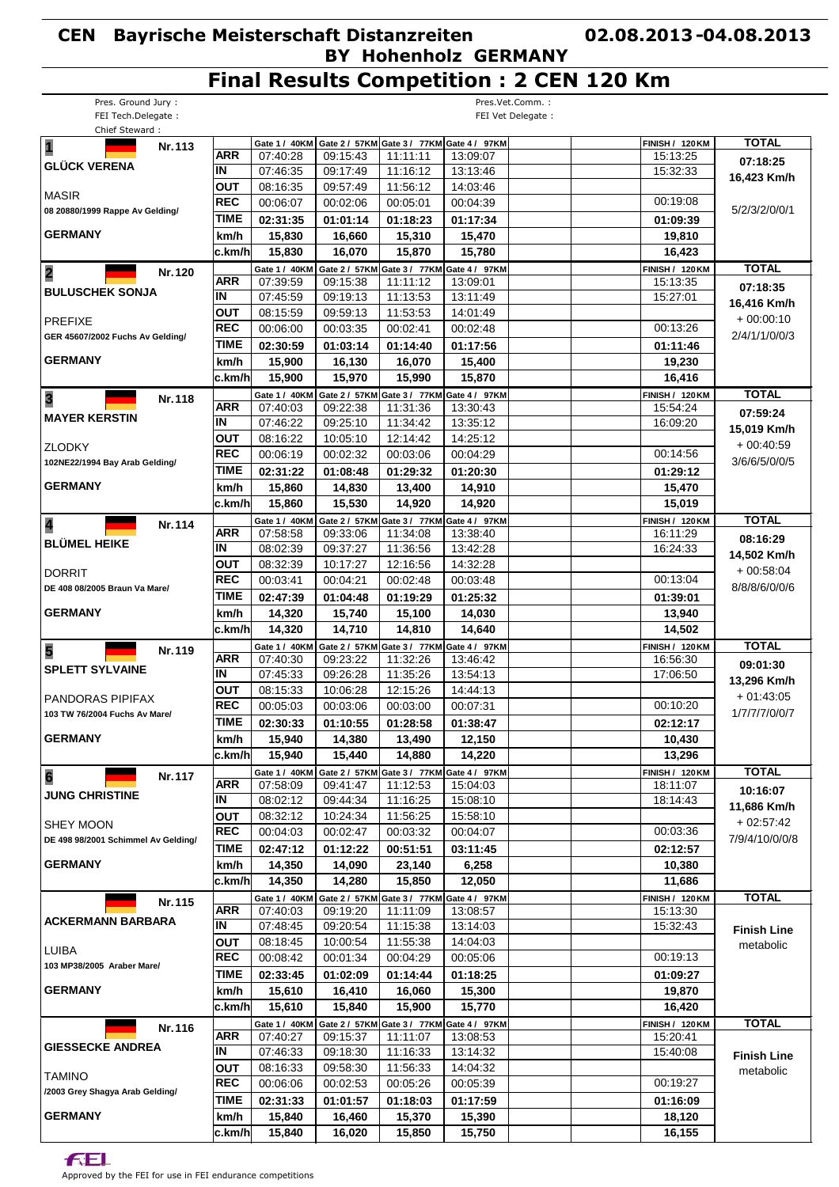# CEN Bayrische Meisterschaft Distanzreiten

**02.08.2013 - 04.08.2013**

**BY Hohenholz GERMANY**

## Final Results Competition : 2 CEN 120 Km

Pres. Ground Jury :

FEI Tech.Delegate :

Chief Steward :

Pres.Vet.Comm. :

FEI Vet Delegate :

| Rank / Rider / Horse | | Gate 1 / 40KM | Gate 2 / 57KM | Gate 3 / 77KM | Gate 4 / 97KM | | | FINISH / 120KM | TOTAL |
|---|---|---|---|---|---|---|---|---|---|
| **1** Nr.113 | ARR | 07:40:28 | 09:15:43 | 11:11:11 | 13:09:07 | | | 15:13:25 | 07:18:25 |
| **GLÜCK VERENA** | IN | 07:46:35 | 09:17:49 | 11:16:12 | 13:13:46 | | | 15:32:33 | 16,423 Km/h |
| MASIR | OUT | 08:16:35 | 09:57:49 | 11:56:12 | 14:03:46 | | | | |
| 08 20880/1999 Rappe Av Gelding/ | REC | 00:06:07 | 00:02:06 | 00:05:01 | 00:04:39 | | | 00:19:08 | 5/2/3/2/0/0/1 |
| | TIME | 02:31:35 | 01:01:14 | 01:18:23 | 01:17:34 | | | 01:09:39 | |
| **GERMANY** | km/h | 15,830 | 16,660 | 15,310 | 15,470 | | | 19,810 | |
| | c.km/h | 15,830 | 16,070 | 15,870 | 15,780 | | | 16,423 | |
| **2** Nr.120 | ARR | 07:39:59 | 09:15:38 | 11:11:12 | 13:09:01 | | | 15:13:35 | 07:18:35 |
| **BULUSCHEK SONJA** | IN | 07:45:59 | 09:19:13 | 11:13:53 | 13:11:49 | | | 15:27:01 | 16,416 Km/h |
| PREFIXE | OUT | 08:15:59 | 09:59:13 | 11:53:53 | 14:01:49 | | | | + 00:00:10 |
| GER 45607/2002 Fuchs Av Gelding/ | REC | 00:06:00 | 00:03:35 | 00:02:41 | 00:02:48 | | | 00:13:26 | 2/4/1/1/0/0/3 |
| | TIME | 02:30:59 | 01:03:14 | 01:14:40 | 01:17:56 | | | 01:11:46 | |
| **GERMANY** | km/h | 15,900 | 16,130 | 16,070 | 15,400 | | | 19,230 | |
| | c.km/h | 15,900 | 15,970 | 15,990 | 15,870 | | | 16,416 | |
| **3** Nr.118 | ARR | 07:40:03 | 09:22:38 | 11:31:36 | 13:30:43 | | | 15:54:24 | 07:59:24 |
| **MAYER KERSTIN** | IN | 07:46:22 | 09:25:10 | 11:34:42 | 13:35:12 | | | 16:09:20 | 15,019 Km/h |
| ZLODKY | OUT | 08:16:22 | 10:05:10 | 12:14:42 | 14:25:12 | | | | + 00:40:59 |
| 102NE22/1994 Bay Arab Gelding/ | REC | 00:06:19 | 00:02:32 | 00:03:06 | 00:04:29 | | | 00:14:56 | 3/6/6/5/0/0/5 |
| | TIME | 02:31:22 | 01:08:48 | 01:29:32 | 01:20:30 | | | 01:29:12 | |
| **GERMANY** | km/h | 15,860 | 14,830 | 13,400 | 14,910 | | | 15,470 | |
| | c.km/h | 15,860 | 15,530 | 14,920 | 14,920 | | | 15,019 | |
| **4** Nr.114 | ARR | 07:58:58 | 09:33:06 | 11:34:08 | 13:38:40 | | | 16:11:29 | 08:16:29 |
| **BLÜMEL HEIKE** | IN | 08:02:39 | 09:37:27 | 11:36:56 | 13:42:28 | | | 16:24:33 | 14,502 Km/h |
| DORRIT | OUT | 08:32:39 | 10:17:27 | 12:16:56 | 14:32:28 | | | | + 00:58:04 |
| DE 408 08/2005 Braun Va Mare/ | REC | 00:03:41 | 00:04:21 | 00:02:48 | 00:03:48 | | | 00:13:04 | 8/8/8/6/0/0/6 |
| | TIME | 02:47:39 | 01:04:48 | 01:19:29 | 01:25:32 | | | 01:39:01 | |
| **GERMANY** | km/h | 14,320 | 15,740 | 15,100 | 14,030 | | | 13,940 | |
| | c.km/h | 14,320 | 14,710 | 14,810 | 14,640 | | | 14,502 | |
| **5** Nr.119 | ARR | 07:40:30 | 09:23:22 | 11:32:26 | 13:46:42 | | | 16:56:30 | 09:01:30 |
| **SPLETT SYLVAINE** | IN | 07:45:33 | 09:26:28 | 11:35:26 | 13:54:13 | | | 17:06:50 | 13,296 Km/h |
| PANDORAS PIPIFAX | OUT | 08:15:33 | 10:06:28 | 12:15:26 | 14:44:13 | | | | + 01:43:05 |
| 103 TW 76/2004 Fuchs Av Mare/ | REC | 00:05:03 | 00:03:06 | 00:03:00 | 00:07:31 | | | 00:10:20 | 1/7/7/7/0/0/7 |
| | TIME | 02:30:33 | 01:10:55 | 01:28:58 | 01:38:47 | | | 02:12:17 | |
| **GERMANY** | km/h | 15,940 | 14,380 | 13,490 | 12,150 | | | 10,430 | |
| | c.km/h | 15,940 | 15,440 | 14,880 | 14,220 | | | 13,296 | |
| **6** Nr.117 | ARR | 07:58:09 | 09:41:47 | 11:12:53 | 15:04:03 | | | 18:11:07 | 10:16:07 |
| **JUNG CHRISTINE** | IN | 08:02:12 | 09:44:34 | 11:16:25 | 15:08:10 | | | 18:14:43 | 11,686 Km/h |
| SHEY MOON | OUT | 08:32:12 | 10:24:34 | 11:56:25 | 15:58:10 | | | | + 02:57:42 |
| DE 498 98/2001 Schimmel Av Gelding/ | REC | 00:04:03 | 00:02:47 | 00:03:32 | 00:04:07 | | | 00:03:36 | 7/9/4/10/0/0/8 |
| | TIME | 02:47:12 | 01:12:22 | 00:51:51 | 03:11:45 | | | 02:12:57 | |
| **GERMANY** | km/h | 14,350 | 14,090 | 23,140 | 6,258 | | | 10,380 | |
| | c.km/h | 14,350 | 14,280 | 15,850 | 12,050 | | | 11,686 | |
| Nr.115 | ARR | 07:40:03 | 09:19:20 | 11:11:09 | 13:08:57 | | | 15:13:30 | |
| **ACKERMANN BARBARA** | IN | 07:48:45 | 09:20:54 | 11:15:38 | 13:14:03 | | | 15:32:43 | **Finish Line** |
| LUIBA | OUT | 08:18:45 | 10:00:54 | 11:55:38 | 14:04:03 | | | | metabolic |
| 103 MP38/2005 Araber Mare/ | REC | 00:08:42 | 00:01:34 | 00:04:29 | 00:05:06 | | | 00:19:13 | |
| | TIME | 02:33:45 | 01:02:09 | 01:14:44 | 01:18:25 | | | 01:09:27 | |
| **GERMANY** | km/h | 15,610 | 16,410 | 16,060 | 15,300 | | | 19,870 | |
| | c.km/h | 15,610 | 15,840 | 15,900 | 15,770 | | | 16,420 | |
| Nr.116 | ARR | 07:40:27 | 09:15:37 | 11:11:07 | 13:08:53 | | | 15:20:41 | |
| **GIESSECKE ANDREA** | IN | 07:46:33 | 09:18:30 | 11:16:33 | 13:14:32 | | | 15:40:08 | **Finish Line** |
| TAMINO | OUT | 08:16:33 | 09:58:30 | 11:56:33 | 14:04:32 | | | | metabolic |
| /2003 Grey Shagya Arab Gelding/ | REC | 00:06:06 | 00:02:53 | 00:05:26 | 00:05:39 | | | 00:19:27 | |
| | TIME | 02:31:33 | 01:01:57 | 01:18:03 | 01:17:59 | | | 01:16:09 | |
| **GERMANY** | km/h | 15,840 | 16,460 | 15,370 | 15,390 | | | 18,120 | |
| | c.km/h | 15,840 | 16,020 | 15,850 | 15,750 | | | 16,155 | |

Approved by the FEI for use in FEI endurance competitions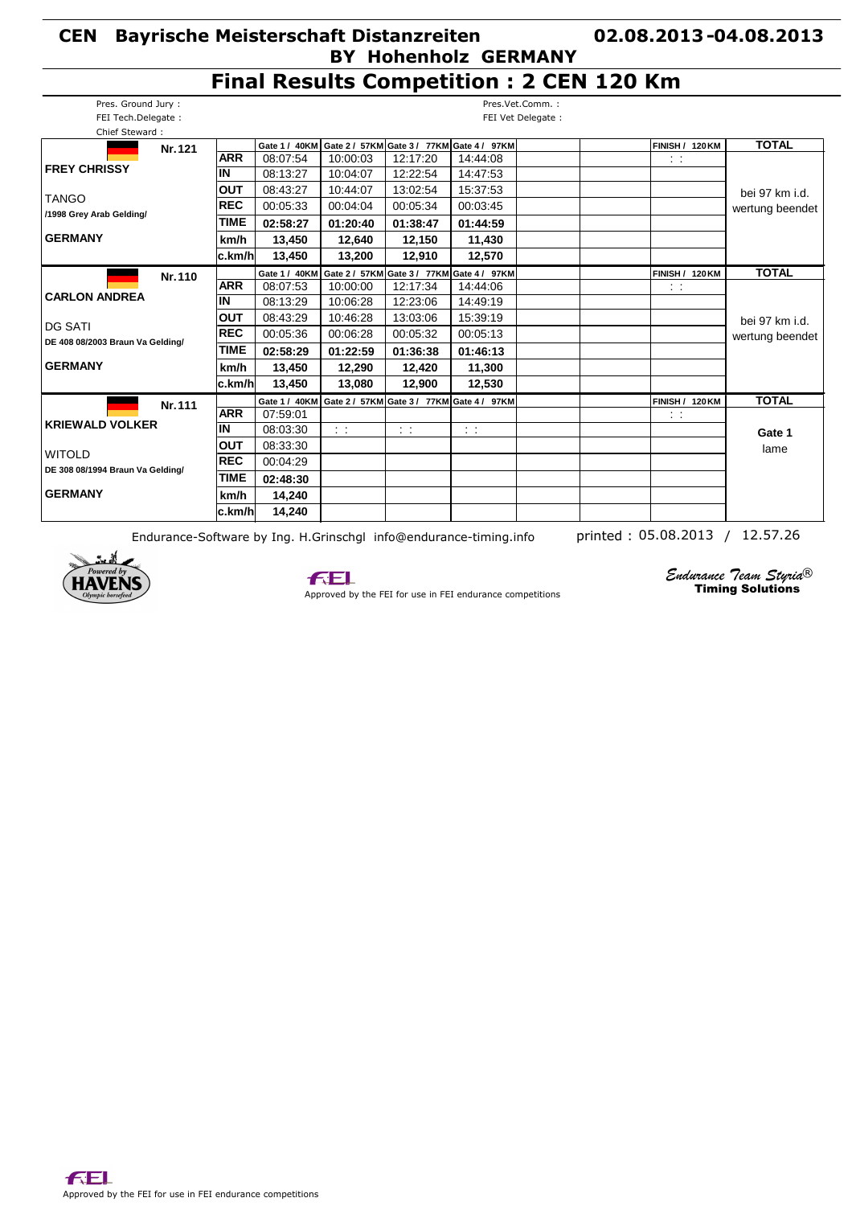# CEN Bayrische Meisterschaft Distanzreiten

**02.08.2013 - 04.08.2013**

**BY Hohenholz GERMANY**

## Final Results Competition : 2 CEN 120 Km

Pres. Ground Jury :
FEI Tech.Delegate :
Chief Steward :

Pres.Vet.Comm. :
FEI Vet Delegate :

| Rider / Horse | | Gate 1 / 40KM | Gate 2 / 57KM | Gate 3 / 77KM | Gate 4 / 97KM | | | FINISH / 120KM | TOTAL |
|---|---|---|---|---|---|---|---|---|---|
| Nr. 121 | ARR | 08:07:54 | 10:00:03 | 12:17:20 | 14:44:08 | | | : : | bei 97 km i.d. wertung beendet |
| **FREY CHRISSY** | IN | 08:13:27 | 10:04:07 | 12:22:54 | 14:47:53 | | | | |
| TANGO | OUT | 08:43:27 | 10:44:07 | 13:02:54 | 15:37:53 | | | | |
| /1998 Grey Arab Gelding/ | REC | 00:05:33 | 00:04:04 | 00:05:34 | 00:03:45 | | | | |
| **GERMANY** | TIME | **02:58:27** | **01:20:40** | **01:38:47** | **01:44:59** | | | | |
| | km/h | **13,450** | **12,640** | **12,150** | **11,430** | | | | |
| | c.km/h | **13,450** | **13,200** | **12,910** | **12,570** | | | | |
| Nr. 110 | ARR | 08:07:53 | 10:00:00 | 12:17:34 | 14:44:06 | | | : : | bei 97 km i.d. wertung beendet |
| **CARLON ANDREA** | IN | 08:13:29 | 10:06:28 | 12:23:06 | 14:49:19 | | | | |
| DG SATI | OUT | 08:43:29 | 10:46:28 | 13:03:06 | 15:39:19 | | | | |
| DE 408 08/2003 Braun Va Gelding/ | REC | 00:05:36 | 00:06:28 | 00:05:32 | 00:05:13 | | | | |
| **GERMANY** | TIME | **02:58:29** | **01:22:59** | **01:36:38** | **01:46:13** | | | | |
| | km/h | **13,450** | **12,290** | **12,420** | **11,300** | | | | |
| | c.km/h | **13,450** | **13,080** | **12,900** | **12,530** | | | | |
| Nr. 111 | ARR | 07:59:01 | | | | | | : : | **Gate 1** lame |
| **KRIEWALD VOLKER** | IN | 08:03:30 | : : | : : | : : | | | | |
| WITOLD | OUT | 08:33:30 | | | | | | | |
| DE 308 08/1994 Braun Va Gelding/ | REC | 00:04:29 | | | | | | | |
| **GERMANY** | TIME | **02:48:30** | | | | | | | |
| | km/h | **14,240** | | | | | | | |
| | c.km/h | **14,240** | | | | | | | |

Endurance-Software by Ing. H.Grinschgl info@endurance-timing.info

printed : 05.08.2013 / 12.57.26

Powered by HAVENS Olympic horsefeed

FEI Approved by the FEI for use in FEI endurance competitions

*Endurance Team Styria®* **Timing Solutions**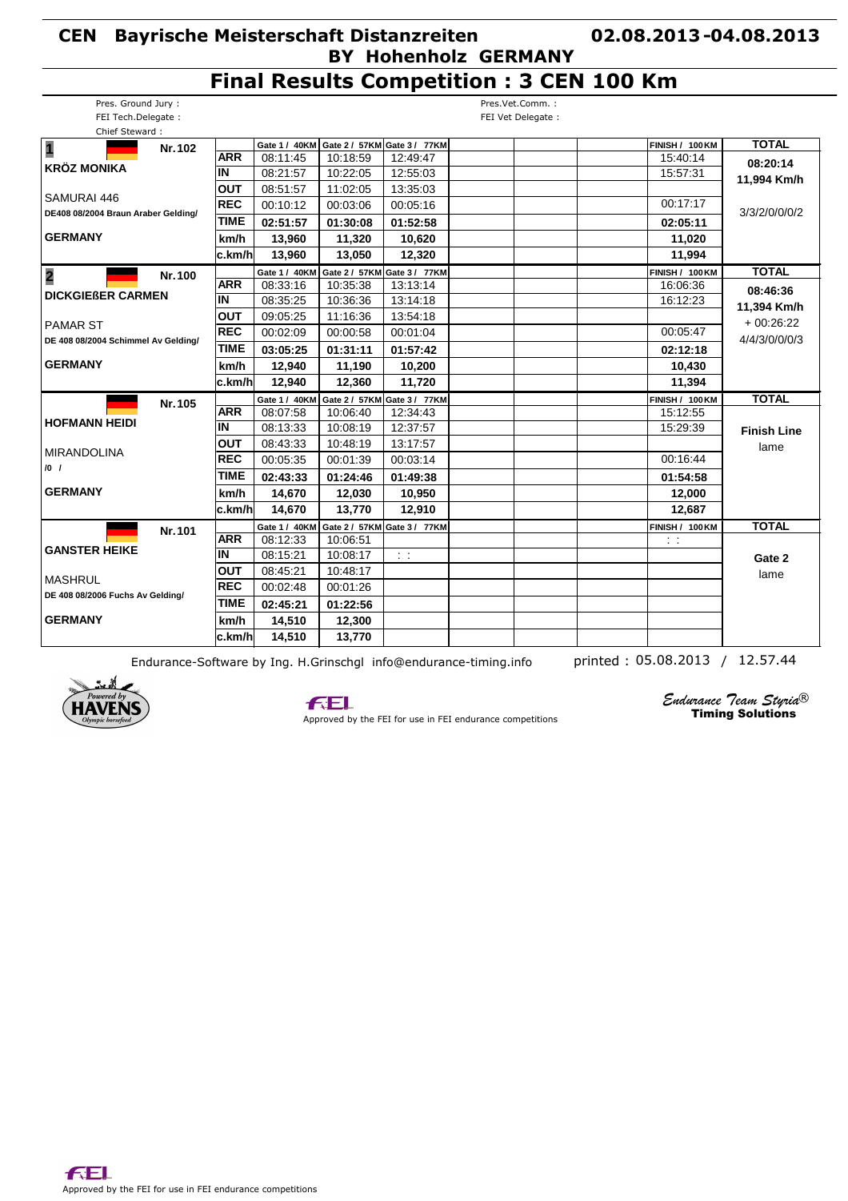# CEN Bayrische Meisterschaft Distanzreiten

02.08.2013 -04.08.2013

BY Hohenholz GERMANY

## Final Results Competition : 3 CEN 100 Km

Pres. Ground Jury :
FEI Tech.Delegate :
Chief Steward :

Pres.Vet.Comm. :
FEI Vet Delegate :

| Rider / Horse | | Gate 1 / 40KM | Gate 2 / 57KM | Gate 3 / 77KM | | | | FINISH / 100KM | TOTAL |
|---|---|---|---|---|---|---|---|---|---|
| **1** Nr. 102 | ARR | 08:11:45 | 10:18:59 | 12:49:47 | | | | 15:40:14 | **08:20:14** |
| **KRÖZ MONIKA** | IN | 08:21:57 | 10:22:05 | 12:55:03 | | | | 15:57:31 | **11,994 Km/h** |
| SAMURAI 446 | OUT | 08:51:57 | 11:02:05 | 13:35:03 | | | | | |
| DE408 08/2004 Braun Araber Gelding/ | REC | 00:10:12 | 00:03:06 | 00:05:16 | | | | 00:17:17 | 3/3/2/0/0/0/2 |
| | TIME | **02:51:57** | **01:30:08** | **01:52:58** | | | | **02:05:11** | |
| **GERMANY** | km/h | **13,960** | **11,320** | **10,620** | | | | **11,020** | |
| | c.km/h | **13,960** | **13,050** | **12,320** | | | | **11,994** | |
| **2** Nr. 100 | ARR | 08:33:16 | 10:35:38 | 13:13:14 | | | | 16:06:36 | **08:46:36** |
| **DICKGIEßER CARMEN** | IN | 08:35:25 | 10:36:36 | 13:14:18 | | | | 16:12:23 | **11,394 Km/h** |
| PAMAR ST | OUT | 09:05:25 | 11:16:36 | 13:54:18 | | | | | + 00:26:22 |
| DE 408 08/2004 Schimmel Av Gelding/ | REC | 00:02:09 | 00:00:58 | 00:01:04 | | | | 00:05:47 | 4/4/3/0/0/0/3 |
| | TIME | **03:05:25** | **01:31:11** | **01:57:42** | | | | **02:12:18** | |
| **GERMANY** | km/h | **12,940** | **11,190** | **10,200** | | | | **10,430** | |
| | c.km/h | **12,940** | **12,360** | **11,720** | | | | **11,394** | |
| Nr. 105 | ARR | 08:07:58 | 10:06:40 | 12:34:43 | | | | 15:12:55 | |
| **HOFMANN HEIDI** | IN | 08:13:33 | 10:08:19 | 12:37:57 | | | | 15:29:39 | **Finish Line** |
| MIRANDOLINA | OUT | 08:43:33 | 10:48:19 | 13:17:57 | | | | | lame |
| /0 / | REC | 00:05:35 | 00:01:39 | 00:03:14 | | | | 00:16:44 | |
| | TIME | **02:43:33** | **01:24:46** | **01:49:38** | | | | **01:54:58** | |
| **GERMANY** | km/h | **14,670** | **12,030** | **10,950** | | | | **12,000** | |
| | c.km/h | **14,670** | **13,770** | **12,910** | | | | **12,687** | |
| Nr. 101 | ARR | 08:12:33 | 10:06:51 | | | | | : : | |
| **GANSTER HEIKE** | IN | 08:15:21 | 10:08:17 | : : | | | | | **Gate 2** |
| MASHRUL | OUT | 08:45:21 | 10:48:17 | | | | | | lame |
| DE 408 08/2006 Fuchs Av Gelding/ | REC | 00:02:48 | 00:01:26 | | | | | | |
| | TIME | **02:45:21** | **01:22:56** | | | | | | |
| **GERMANY** | km/h | **14,510** | **12,300** | | | | | | |
| | c.km/h | **14,510** | **13,770** | | | | | | |

Endurance-Software by Ing. H.Grinschgl info@endurance-timing.info

printed : 05.08.2013 / 12.57.44

Powered by HAVENS Olympic horsefeed

FEI Approved by the FEI for use in FEI endurance competitions

*Endurance Team Styria®* **Timing Solutions**

FEI Approved by the FEI for use in FEI endurance competitions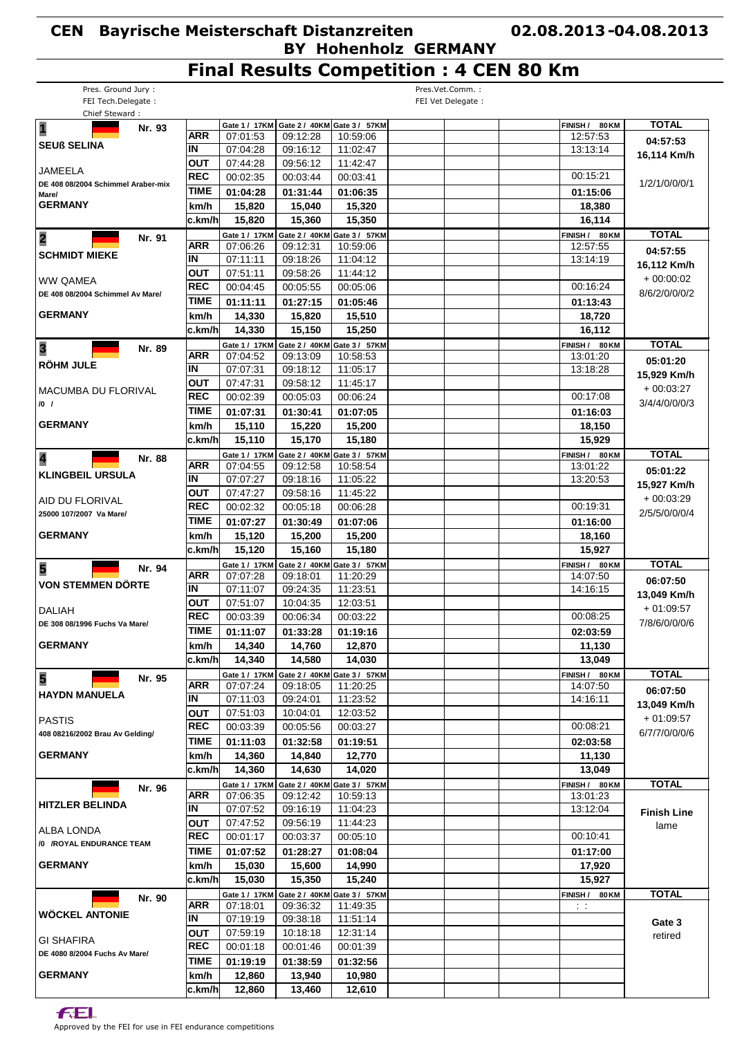# CEN Bayrische Meisterschaft Distanzreiten

**02.08.2013 -04.08.2013**

**BY Hohenholz GERMANY**

## Final Results Competition : 4 CEN 80 Km

Pres. Ground Jury :
FEI Tech.Delegate :
Chief Steward :

Pres.Vet.Comm. :
FEI Vet Delegate :

| Rider / Horse | | Gate 1 / 17KM | Gate 2 / 40KM | Gate 3 / 57KM | | | | FINISH / 80KM | TOTAL |
|---|---|---|---|---|---|---|---|---|---|
| **1** Nr. 93 | ARR | 07:01:53 | 09:12:28 | 10:59:06 | | | | 12:57:53 | 04:57:53 |
| **SEUß SELINA** | IN | 07:04:28 | 09:16:12 | 11:02:47 | | | | 13:13:14 | 16,114 Km/h |
| JAMEELA | OUT | 07:44:28 | 09:56:12 | 11:42:47 | | | | | |
| DE 408 08/2004 Schimmel Araber-mix Mare/ | REC | 00:02:35 | 00:03:44 | 00:03:41 | | | | 00:15:21 | 1/2/1/0/0/0/1 |
| | TIME | 01:04:28 | 01:31:44 | 01:06:35 | | | | 01:15:06 | |
| **GERMANY** | km/h | 15,820 | 15,040 | 15,320 | | | | 18,380 | |
| | c.km/h | 15,820 | 15,360 | 15,350 | | | | 16,114 | |
| **2** Nr. 91 | ARR | 07:06:26 | 09:12:31 | 10:59:06 | | | | 12:57:55 | 04:57:55 |
| **SCHMIDT MIEKE** | IN | 07:11:11 | 09:18:26 | 11:04:12 | | | | 13:14:19 | 16,112 Km/h |
| WW QAMEA | OUT | 07:51:11 | 09:58:26 | 11:44:12 | | | | | + 00:00:02 |
| DE 408 08/2004 Schimmel Av Mare/ | REC | 00:04:45 | 00:05:55 | 00:05:06 | | | | 00:16:24 | 8/6/2/0/0/0/2 |
| | TIME | 01:11:11 | 01:27:15 | 01:05:46 | | | | 01:13:43 | |
| **GERMANY** | km/h | 14,330 | 15,820 | 15,510 | | | | 18,720 | |
| | c.km/h | 14,330 | 15,150 | 15,250 | | | | 16,112 | |
| **3** Nr. 89 | ARR | 07:04:52 | 09:13:09 | 10:58:53 | | | | 13:01:20 | 05:01:20 |
| **RÖHM JULE** | IN | 07:07:31 | 09:18:12 | 11:05:17 | | | | 13:18:28 | 15,929 Km/h |
| MACUMBA DU FLORIVAL | OUT | 07:47:31 | 09:58:12 | 11:45:17 | | | | | + 00:03:27 |
| /0 / | REC | 00:02:39 | 00:05:03 | 00:06:24 | | | | 00:17:08 | 3/4/4/0/0/0/3 |
| | TIME | 01:07:31 | 01:30:41 | 01:07:05 | | | | 01:16:03 | |
| **GERMANY** | km/h | 15,110 | 15,220 | 15,200 | | | | 18,150 | |
| | c.km/h | 15,110 | 15,170 | 15,180 | | | | 15,929 | |
| **4** Nr. 88 | ARR | 07:04:55 | 09:12:58 | 10:58:54 | | | | 13:01:22 | 05:01:22 |
| **KLINGBEIL URSULA** | IN | 07:07:27 | 09:18:16 | 11:05:22 | | | | 13:20:53 | 15,927 Km/h |
| AID DU FLORIVAL | OUT | 07:47:27 | 09:58:16 | 11:45:22 | | | | | + 00:03:29 |
| 25000 107/2007 Va Mare/ | REC | 00:02:32 | 00:05:18 | 00:06:28 | | | | 00:19:31 | 2/5/5/0/0/0/4 |
| | TIME | 01:07:27 | 01:30:49 | 01:07:06 | | | | 01:16:00 | |
| **GERMANY** | km/h | 15,120 | 15,200 | 15,200 | | | | 18,160 | |
| | c.km/h | 15,120 | 15,160 | 15,180 | | | | 15,927 | |
| **5** Nr. 94 | ARR | 07:07:28 | 09:18:01 | 11:20:29 | | | | 14:07:50 | 06:07:50 |
| **VON STEMMEN DÖRTE** | IN | 07:11:07 | 09:24:35 | 11:23:51 | | | | 14:16:15 | 13,049 Km/h |
| DALIAH | OUT | 07:51:07 | 10:04:35 | 12:03:51 | | | | | + 01:09:57 |
| DE 308 08/1996 Fuchs Va Mare/ | REC | 00:03:39 | 00:06:34 | 00:03:22 | | | | 00:08:25 | 7/8/6/0/0/0/6 |
| | TIME | 01:11:07 | 01:33:28 | 01:19:16 | | | | 02:03:59 | |
| **GERMANY** | km/h | 14,340 | 14,760 | 12,870 | | | | 11,130 | |
| | c.km/h | 14,340 | 14,580 | 14,030 | | | | 13,049 | |
| **5** Nr. 95 | ARR | 07:07:24 | 09:18:05 | 11:20:25 | | | | 14:07:50 | 06:07:50 |
| **HAYDN MANUELA** | IN | 07:11:03 | 09:24:01 | 11:23:52 | | | | 14:16:11 | 13,049 Km/h |
| PASTIS | OUT | 07:51:03 | 10:04:01 | 12:03:52 | | | | | + 01:09:57 |
| 408 08216/2002 Brau Av Gelding/ | REC | 00:03:39 | 00:05:56 | 00:03:27 | | | | 00:08:21 | 6/7/7/0/0/0/6 |
| | TIME | 01:11:03 | 01:32:58 | 01:19:51 | | | | 02:03:58 | |
| **GERMANY** | km/h | 14,360 | 14,840 | 12,770 | | | | 11,130 | |
| | c.km/h | 14,360 | 14,630 | 14,020 | | | | 13,049 | |
| Nr. 96 | ARR | 07:06:35 | 09:12:42 | 10:59:13 | | | | 13:01:23 | |
| **HITZLER BELINDA** | IN | 07:07:52 | 09:16:19 | 11:04:23 | | | | 13:12:04 | **Finish Line** |
| ALBA LONDA | OUT | 07:47:52 | 09:56:19 | 11:44:23 | | | | | lame |
| /0 /ROYAL ENDURANCE TEAM | REC | 00:01:17 | 00:03:37 | 00:05:10 | | | | 00:10:41 | |
| | TIME | 01:07:52 | 01:28:27 | 01:08:04 | | | | 01:17:00 | |
| **GERMANY** | km/h | 15,030 | 15,600 | 14,990 | | | | 17,920 | |
| | c.km/h | 15,030 | 15,350 | 15,240 | | | | 15,927 | |
| Nr. 90 | ARR | 07:18:01 | 09:36:32 | 11:49:35 | | | | : : | |
| **WÖCKEL ANTONIE** | IN | 07:19:19 | 09:38:18 | 11:51:14 | | | | | **Gate 3** |
| GI SHAFIRA | OUT | 07:59:19 | 10:18:18 | 12:31:14 | | | | | retired |
| DE 4080 8/2004 Fuchs Av Mare/ | REC | 00:01:18 | 00:01:46 | 00:01:39 | | | | | |
| | TIME | 01:19:19 | 01:38:59 | 01:32:56 | | | | | |
| **GERMANY** | km/h | 12,860 | 13,940 | 10,980 | | | | | |
| | c.km/h | 12,860 | 13,460 | 12,610 | | | | | |

Approved by the FEI for use in FEI endurance competitions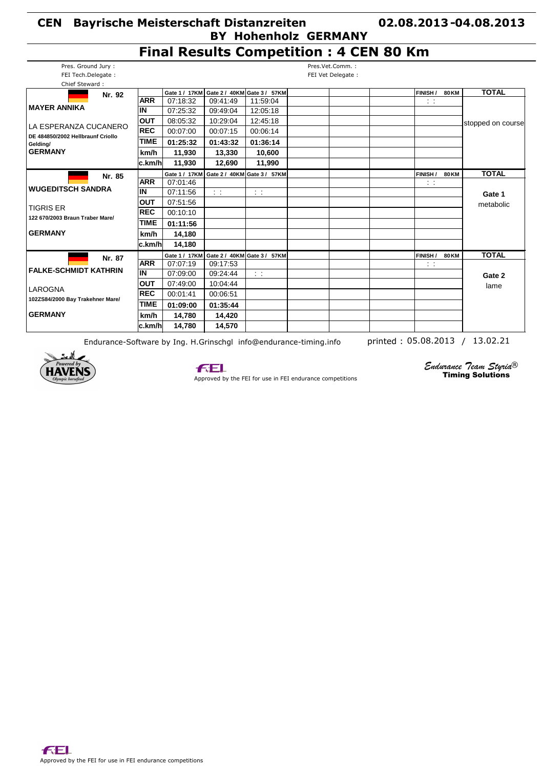# CEN Bayrische Meisterschaft Distanzreiten

02.08.2013 -04.08.2013

BY Hohenholz GERMANY

## Final Results Competition : 4 CEN 80 Km

Pres. Ground Jury :
FEI Tech.Delegate :
Chief Steward :

Pres.Vet.Comm. :
FEI Vet Delegate :

| Nr. 92 | | Gate 1 / 17KM | Gate 2 / 40KM | Gate 3 / 57KM | | | | FINISH / 80KM | TOTAL |
|---|---|---|---|---|---|---|---|---|---|
| **MAYER ANNIKA** | **ARR** | 07:18:32 | 09:41:49 | 11:59:04 | | | | : : | stopped on course |
| | **IN** | 07:25:32 | 09:49:04 | 12:05:18 | | | | | |
| LA ESPERANZA CUCANERO | **OUT** | 08:05:32 | 10:29:04 | 12:45:18 | | | | | |
| DE 484850/2002 Hellbraunf Criollo Gelding/ | **REC** | 00:07:00 | 00:07:15 | 00:06:14 | | | | | |
| **GERMANY** | **TIME** | **01:25:32** | **01:43:32** | **01:36:14** | | | | | |
| | **km/h** | **11,930** | **13,330** | **10,600** | | | | | |
| | **c.km/h** | **11,930** | **12,690** | **11,990** | | | | | |

| Nr. 85 | | Gate 1 / 17KM | Gate 2 / 40KM | Gate 3 / 57KM | | | | FINISH / 80KM | TOTAL |
|---|---|---|---|---|---|---|---|---|---|
| **WUGEDITSCH SANDRA** | **ARR** | 07:01:46 | | | | | | : : | **Gate 1** metabolic |
| | **IN** | 07:11:56 | : : | : : | | | | | |
| TIGRIS ER | **OUT** | 07:51:56 | | | | | | | |
| 122 670/2003 Braun Traber Mare/ | **REC** | 00:10:10 | | | | | | | |
| **GERMANY** | **TIME** | **01:11:56** | | | | | | | |
| | **km/h** | **14,180** | | | | | | | |
| | **c.km/h** | **14,180** | | | | | | | |

| Nr. 87 | | Gate 1 / 17KM | Gate 2 / 40KM | Gate 3 / 57KM | | | | FINISH / 80KM | TOTAL |
|---|---|---|---|---|---|---|---|---|---|
| **FALKE-SCHMIDT KATHRIN** | **ARR** | 07:07:19 | 09:17:53 | | | | | : : | **Gate 2** lame |
| | **IN** | 07:09:00 | 09:24:44 | : : | | | | | |
| LAROGNA | **OUT** | 07:49:00 | 10:04:44 | | | | | | |
| 102ZS84/2000 Bay Trakehner Mare/ | **REC** | 00:01:41 | 00:06:51 | | | | | | |
| **GERMANY** | **TIME** | **01:09:00** | **01:35:44** | | | | | | |
| | **km/h** | **14,780** | **14,420** | | | | | | |
| | **c.km/h** | **14,780** | **14,570** | | | | | | |

Endurance-Software by Ing. H.Grinschgl info@endurance-timing.info

printed : 05.08.2013 / 13.02.21

Powered by HAVENS Olympic horsefeed

FEI Approved by the FEI for use in FEI endurance competitions

*Endurance Team Styria®* **Timing Solutions**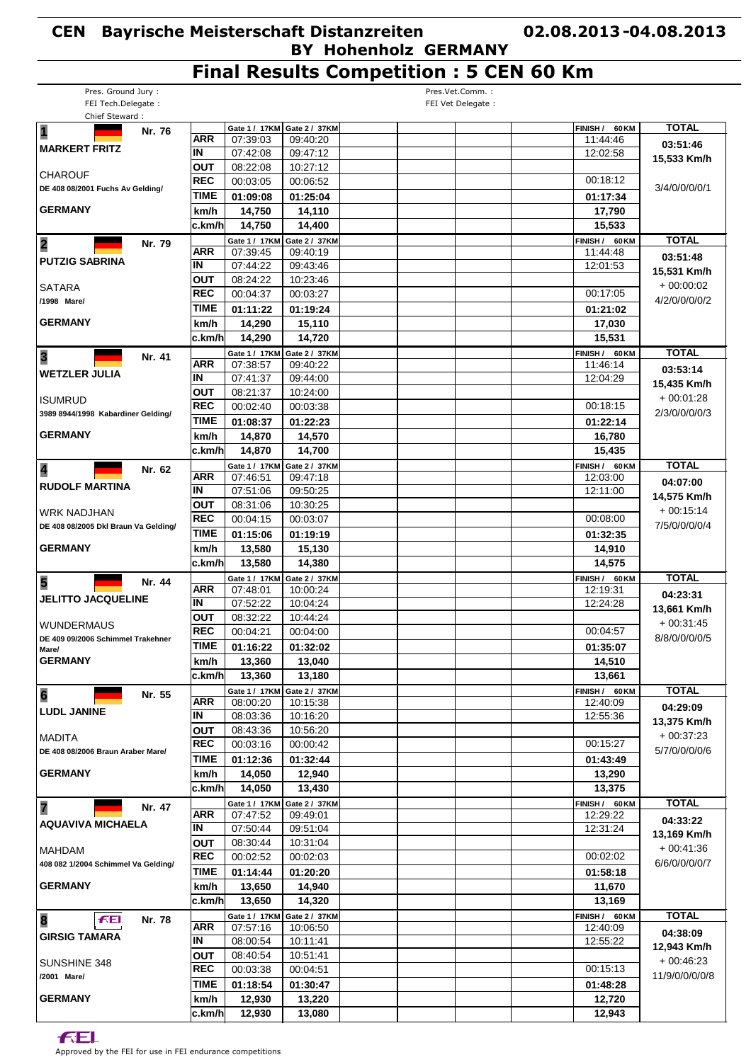# CEN Bayrische Meisterschaft Distanzreiten

**02.08.2013 -04.08.2013**

**BY Hohenholz GERMANY**

## Final Results Competition : 5 CEN 60 Km

Pres. Ground Jury :
FEI Tech.Delegate :
Chief Steward :

Pres.Vet.Comm. :
FEI Vet Delegate :

| Rider / Horse | | Gate 1 / 17KM | Gate 2 / 37KM | FINISH / 60KM | TOTAL |
|---|---|---|---|---|---|
| **1** Nr. 76 **MARKERT FRITZ** | ARR | 07:39:03 | 09:40:20 | 11:44:46 | 03:51:46 |
| | IN | 07:42:08 | 09:47:12 | 12:02:58 | 15,533 Km/h |
| CHAROUF | OUT | 08:22:08 | 10:27:12 | | |
| DE 408 08/2001 Fuchs Av Gelding/ | REC | 00:03:05 | 00:06:52 | 00:18:12 | 3/4/0/0/0/1 |
| | TIME | 01:09:08 | 01:25:04 | 01:17:34 | |
| GERMANY | km/h | 14,750 | 14,110 | 17,790 | |
| | c.km/h | 14,750 | 14,400 | 15,533 | |
| **2** Nr. 79 **PUTZIG SABRINA** | ARR | 07:39:45 | 09:40:19 | 11:44:48 | 03:51:48 |
| | IN | 07:44:22 | 09:43:46 | 12:01:53 | 15,531 Km/h |
| SATARA | OUT | 08:24:22 | 10:23:46 | | + 00:00:02 |
| /1998 Mare/ | REC | 00:04:37 | 00:03:27 | 00:17:05 | 4/2/0/0/0/2 |
| | TIME | 01:11:22 | 01:19:24 | 01:21:02 | |
| GERMANY | km/h | 14,290 | 15,110 | 17,030 | |
| | c.km/h | 14,290 | 14,720 | 15,531 | |
| **3** Nr. 41 **WETZLER JULIA** | ARR | 07:38:57 | 09:40:22 | 11:46:14 | 03:53:14 |
| | IN | 07:41:37 | 09:44:00 | 12:04:29 | 15,435 Km/h |
| ISUMRUD | OUT | 08:21:37 | 10:24:00 | | + 00:01:28 |
| 3989 8944/1998 Kabardiner Gelding/ | REC | 00:02:40 | 00:03:38 | 00:18:15 | 2/3/0/0/0/3 |
| | TIME | 01:08:37 | 01:22:23 | 01:22:14 | |
| GERMANY | km/h | 14,870 | 14,570 | 16,780 | |
| | c.km/h | 14,870 | 14,700 | 15,435 | |
| **4** Nr. 62 **RUDOLF MARTINA** | ARR | 07:46:51 | 09:47:18 | 12:03:00 | 04:07:00 |
| | IN | 07:51:06 | 09:50:25 | 12:11:00 | 14,575 Km/h |
| WRK NADJHAN | OUT | 08:31:06 | 10:30:25 | | + 00:15:14 |
| DE 408 08/2005 Dkl Braun Va Gelding/ | REC | 00:04:15 | 00:03:07 | 00:08:00 | 7/5/0/0/0/4 |
| | TIME | 01:15:06 | 01:19:19 | 01:32:35 | |
| GERMANY | km/h | 13,580 | 15,130 | 14,910 | |
| | c.km/h | 13,580 | 14,380 | 14,575 | |
| **5** Nr. 44 **JELITTO JACQUELINE** | ARR | 07:48:01 | 10:00:24 | 12:19:31 | 04:23:31 |
| | IN | 07:52:22 | 10:04:24 | 12:24:28 | 13,661 Km/h |
| WUNDERMAUS | OUT | 08:32:22 | 10:44:24 | | + 00:31:45 |
| DE 409 09/2006 Schimmel Trakehner Mare/ | REC | 00:04:21 | 00:04:00 | 00:04:57 | 8/8/0/0/0/5 |
| | TIME | 01:16:22 | 01:32:02 | 01:35:07 | |
| GERMANY | km/h | 13,360 | 13,040 | 14,510 | |
| | c.km/h | 13,360 | 13,180 | 13,661 | |
| **6** Nr. 55 **LUDL JANINE** | ARR | 08:00:20 | 10:15:38 | 12:40:09 | 04:29:09 |
| | IN | 08:03:36 | 10:16:20 | 12:55:36 | 13,375 Km/h |
| MADITA | OUT | 08:43:36 | 10:56:20 | | + 00:37:23 |
| DE 408 08/2006 Braun Araber Mare/ | REC | 00:03:16 | 00:00:42 | 00:15:27 | 5/7/0/0/0/6 |
| | TIME | 01:12:36 | 01:32:44 | 01:43:49 | |
| GERMANY | km/h | 14,050 | 12,940 | 13,290 | |
| | c.km/h | 14,050 | 13,430 | 13,375 | |
| **7** Nr. 47 **AQUAVIVA MICHAELA** | ARR | 07:47:52 | 09:49:01 | 12:29:22 | 04:33:22 |
| | IN | 07:50:44 | 09:51:04 | 12:31:24 | 13,169 Km/h |
| MAHDAM | OUT | 08:30:44 | 10:31:04 | | + 00:41:36 |
| 408 082 1/2004 Schimmel Va Gelding/ | REC | 00:02:52 | 00:02:03 | 00:02:02 | 6/6/0/0/0/7 |
| | TIME | 01:14:44 | 01:20:20 | 01:58:18 | |
| GERMANY | km/h | 13,650 | 14,940 | 11,670 | |
| | c.km/h | 13,650 | 14,320 | 13,169 | |
| **8** Nr. 78 **GIRSIG TAMARA** | ARR | 07:57:16 | 10:06:50 | 12:40:09 | 04:38:09 |
| | IN | 08:00:54 | 10:11:41 | 12:55:22 | 12,943 Km/h |
| SUNSHINE 348 | OUT | 08:40:54 | 10:51:41 | | + 00:46:23 |
| /2001 Mare/ | REC | 00:03:38 | 00:04:51 | 00:15:13 | 11/9/0/0/0/8 |
| | TIME | 01:18:54 | 01:30:47 | 01:48:28 | |
| GERMANY | km/h | 12,930 | 13,220 | 12,720 | |
| | c.km/h | 12,930 | 13,080 | 12,943 | |

Approved by the FEI for use in FEI endurance competitions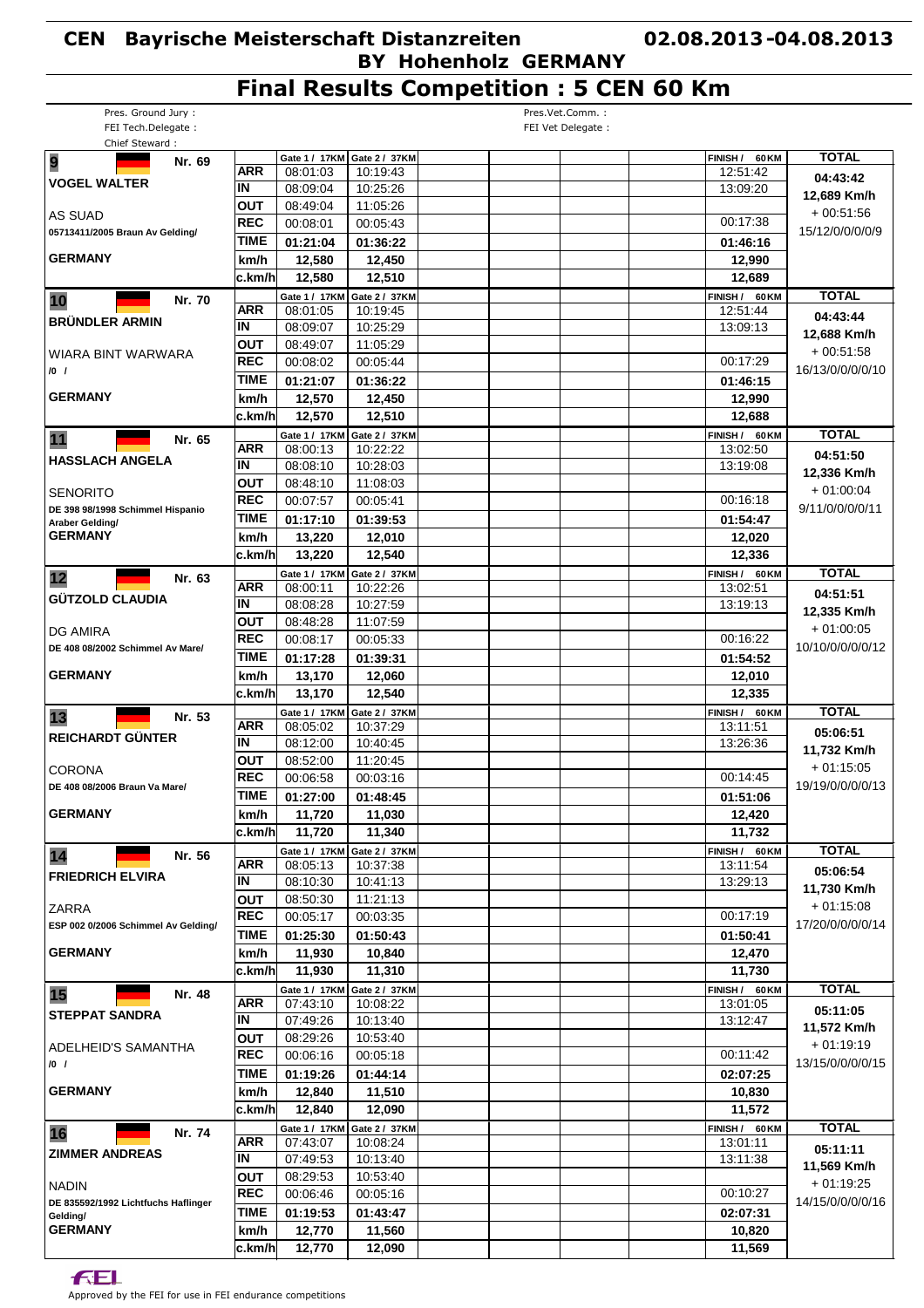# CEN Bayrische Meisterschaft Distanzreiten

**02.08.2013 -04.08.2013**

**BY Hohenholz GERMANY**

## Final Results Competition : 5 CEN 60 Km

Pres. Ground Jury :
FEI Tech.Delegate :
Chief Steward :

Pres.Vet.Comm. :
FEI Vet Delegate :

| Rider / Horse | | Gate 1 / 17KM | Gate 2 / 37KM | | | | FINISH / 60KM | TOTAL |
|---|---|---|---|---|---|---|---|---|
| **9** Nr. 69 **VOGEL WALTER** | ARR | 08:01:03 | 10:19:43 | | | | 12:51:42 | **04:43:42** |
| | IN | 08:09:04 | 10:25:26 | | | | 13:09:20 | **12,689 Km/h** |
| AS SUAD | OUT | 08:49:04 | 11:05:26 | | | | | + 00:51:56 |
| 05713411/2005 Braun Av Gelding/ | REC | 00:08:01 | 00:05:43 | | | | 00:17:38 | 15/12/0/0/0/0/9 |
| | TIME | **01:21:04** | **01:36:22** | | | | **01:46:16** | |
| **GERMANY** | km/h | **12,580** | **12,450** | | | | **12,990** | |
| | c.km/h | **12,580** | **12,510** | | | | **12,689** | |
| **10** Nr. 70 **BRÜNDLER ARMIN** | ARR | 08:01:05 | 10:19:45 | | | | 12:51:44 | **04:43:44** |
| | IN | 08:09:07 | 10:25:29 | | | | 13:09:13 | **12,688 Km/h** |
| WIARA BINT WARWARA | OUT | 08:49:07 | 11:05:29 | | | | | + 00:51:58 |
| /0 / | REC | 00:08:02 | 00:05:44 | | | | 00:17:29 | 16/13/0/0/0/0/10 |
| | TIME | **01:21:07** | **01:36:22** | | | | **01:46:15** | |
| **GERMANY** | km/h | **12,570** | **12,450** | | | | **12,990** | |
| | c.km/h | **12,570** | **12,510** | | | | **12,688** | |
| **11** Nr. 65 **HASSLACH ANGELA** | ARR | 08:00:13 | 10:22:22 | | | | 13:02:50 | **04:51:50** |
| | IN | 08:08:10 | 10:28:03 | | | | 13:19:08 | **12,336 Km/h** |
| SENORITO | OUT | 08:48:10 | 11:08:03 | | | | | + 01:00:04 |
| DE 398 98/1998 Schimmel Hispanio Araber Gelding/ | REC | 00:07:57 | 00:05:41 | | | | 00:16:18 | 9/11/0/0/0/0/11 |
| **GERMANY** | TIME | **01:17:10** | **01:39:53** | | | | **01:54:47** | |
| | km/h | **13,220** | **12,010** | | | | **12,020** | |
| | c.km/h | **13,220** | **12,540** | | | | **12,336** | |
| **12** Nr. 63 **GÜTZOLD CLAUDIA** | ARR | 08:00:11 | 10:22:26 | | | | 13:02:51 | **04:51:51** |
| | IN | 08:08:28 | 10:27:59 | | | | 13:19:13 | **12,335 Km/h** |
| DG AMIRA | OUT | 08:48:28 | 11:07:59 | | | | | + 01:00:05 |
| DE 408 08/2002 Schimmel Av Mare/ | REC | 00:08:17 | 00:05:33 | | | | 00:16:22 | 10/10/0/0/0/0/12 |
| | TIME | **01:17:28** | **01:39:31** | | | | **01:54:52** | |
| **GERMANY** | km/h | **13,170** | **12,060** | | | | **12,010** | |
| | c.km/h | **13,170** | **12,540** | | | | **12,335** | |
| **13** Nr. 53 **REICHARDT GÜNTER** | ARR | 08:05:02 | 10:37:29 | | | | 13:11:51 | **05:06:51** |
| | IN | 08:12:00 | 10:40:45 | | | | 13:26:36 | **11,732 Km/h** |
| CORONA | OUT | 08:52:00 | 11:20:45 | | | | | + 01:15:05 |
| DE 408 08/2006 Braun Va Mare/ | REC | 00:06:58 | 00:03:16 | | | | 00:14:45 | 19/19/0/0/0/0/13 |
| | TIME | **01:27:00** | **01:48:45** | | | | **01:51:06** | |
| **GERMANY** | km/h | **11,720** | **11,030** | | | | **12,420** | |
| | c.km/h | **11,720** | **11,340** | | | | **11,732** | |
| **14** Nr. 56 **FRIEDRICH ELVIRA** | ARR | 08:05:13 | 10:37:38 | | | | 13:11:54 | **05:06:54** |
| | IN | 08:10:30 | 10:41:13 | | | | 13:29:13 | **11,730 Km/h** |
| ZARRA | OUT | 08:50:30 | 11:21:13 | | | | | + 01:15:08 |
| ESP 002 0/2006 Schimmel Av Gelding/ | REC | 00:05:17 | 00:03:35 | | | | 00:17:19 | 17/20/0/0/0/0/14 |
| | TIME | **01:25:30** | **01:50:43** | | | | **01:50:41** | |
| **GERMANY** | km/h | **11,930** | **10,840** | | | | **12,470** | |
| | c.km/h | **11,930** | **11,310** | | | | **11,730** | |
| **15** Nr. 48 **STEPPAT SANDRA** | ARR | 07:43:10 | 10:08:22 | | | | 13:01:05 | **05:11:05** |
| | IN | 07:49:26 | 10:13:40 | | | | 13:12:47 | **11,572 Km/h** |
| ADELHEID'S SAMANTHA | OUT | 08:29:26 | 10:53:40 | | | | | + 01:19:19 |
| /0 / | REC | 00:06:16 | 00:05:18 | | | | 00:11:42 | 13/15/0/0/0/0/15 |
| | TIME | **01:19:26** | **01:44:14** | | | | **02:07:25** | |
| **GERMANY** | km/h | **12,840** | **11,510** | | | | **10,830** | |
| | c.km/h | **12,840** | **12,090** | | | | **11,572** | |
| **16** Nr. 74 **ZIMMER ANDREAS** | ARR | 07:43:07 | 10:08:24 | | | | 13:01:11 | **05:11:11** |
| | IN | 07:49:53 | 10:13:40 | | | | 13:11:38 | **11,569 Km/h** |
| NADIN | OUT | 08:29:53 | 10:53:40 | | | | | + 01:19:25 |
| DE 835592/1992 Lichtfuchs Haflinger Gelding/ | REC | 00:06:46 | 00:05:16 | | | | 00:10:27 | 14/15/0/0/0/0/16 |
| **GERMANY** | TIME | **01:19:53** | **01:43:47** | | | | **02:07:31** | |
| | km/h | **12,770** | **11,560** | | | | **10,820** | |
| | c.km/h | **12,770** | **12,090** | | | | **11,569** | |

Approved by the FEI for use in FEI endurance competitions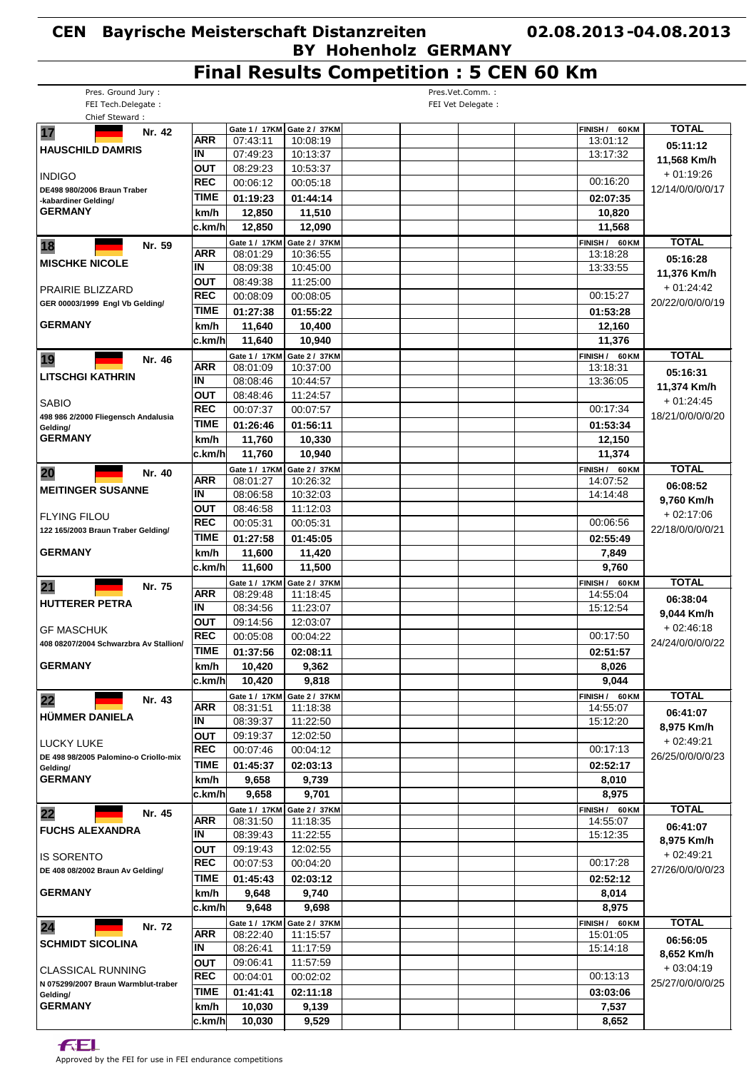# CEN Bayrische Meisterschaft Distanzreiten

**02.08.2013 - 04.08.2013**

**BY Hohenholz GERMANY**

## Final Results Competition : 5 CEN 60 Km

Pres. Ground Jury :
FEI Tech.Delegate :
Chief Steward :

Pres.Vet.Comm. :
FEI Vet Delegate :

| Rank / Rider / Horse | | Gate 1 / 17KM | Gate 2 / 37KM | FINISH / 60KM | TOTAL |
|---|---|---|---|---|---|
| **17** Nr. 42 **HAUSCHILD DAMRIS** | ARR | 07:43:11 | 10:08:19 | 13:01:12 | **05:11:12** |
| INDIGO | IN | 07:49:23 | 10:13:37 | 13:17:32 | **11,568 Km/h** |
| DE498 980/2006 Braun Traber -kabardiner Gelding/ | OUT | 08:29:23 | 10:53:37 | | + 01:19:26 |
| **GERMANY** | REC | 00:06:12 | 00:05:18 | 00:16:20 | 12/14/0/0/0/0/17 |
| | TIME | **01:19:23** | **01:44:14** | **02:07:35** | |
| | km/h | **12,850** | **11,510** | **10,820** | |
| | c.km/h | **12,850** | **12,090** | **11,568** | |
| **18** Nr. 59 **MISCHKE NICOLE** | ARR | 08:01:29 | 10:36:55 | 13:18:28 | **05:16:28** |
| PRAIRIE BLIZZARD | IN | 08:09:38 | 10:45:00 | 13:33:55 | **11,376 Km/h** |
| GER 00003/1999 Engl Vb Gelding/ | OUT | 08:49:38 | 11:25:00 | | + 01:24:42 |
| **GERMANY** | REC | 00:08:09 | 00:08:05 | 00:15:27 | 20/22/0/0/0/0/19 |
| | TIME | **01:27:38** | **01:55:22** | **01:53:28** | |
| | km/h | **11,640** | **10,400** | **12,160** | |
| | c.km/h | **11,640** | **10,940** | **11,376** | |
| **19** Nr. 46 **LITSCHGI KATHRIN** | ARR | 08:01:09 | 10:37:00 | 13:18:31 | **05:16:31** |
| SABIO | IN | 08:08:46 | 10:44:57 | 13:36:05 | **11,374 Km/h** |
| 498 986 2/2000 Fliegensch Andalusia Gelding/ | OUT | 08:48:46 | 11:24:57 | | + 01:24:45 |
| **GERMANY** | REC | 00:07:37 | 00:07:57 | 00:17:34 | 18/21/0/0/0/0/20 |
| | TIME | **01:26:46** | **01:56:11** | **01:53:34** | |
| | km/h | **11,760** | **10,330** | **12,150** | |
| | c.km/h | **11,760** | **10,940** | **11,374** | |
| **20** Nr. 40 **MEITINGER SUSANNE** | ARR | 08:01:27 | 10:26:32 | 14:07:52 | **06:08:52** |
| FLYING FILOU | IN | 08:06:58 | 10:32:03 | 14:14:48 | **9,760 Km/h** |
| 122 165/2003 Braun Traber Gelding/ | OUT | 08:46:58 | 11:12:03 | | + 02:17:06 |
| **GERMANY** | REC | 00:05:31 | 00:05:31 | 00:06:56 | 22/18/0/0/0/0/21 |
| | TIME | **01:27:58** | **01:45:05** | **02:55:49** | |
| | km/h | **11,600** | **11,420** | **7,849** | |
| | c.km/h | **11,600** | **11,500** | **9,760** | |
| **21** Nr. 75 **HUTTERER PETRA** | ARR | 08:29:48 | 11:18:45 | 14:55:04 | **06:38:04** |
| GF MASCHUK | IN | 08:34:56 | 11:23:07 | 15:12:54 | **9,044 Km/h** |
| 408 08207/2004 Schwarzbra Av Stallion/ | OUT | 09:14:56 | 12:03:07 | | + 02:46:18 |
| **GERMANY** | REC | 00:05:08 | 00:04:22 | 00:17:50 | 24/24/0/0/0/0/22 |
| | TIME | **01:37:56** | **02:08:11** | **02:51:57** | |
| | km/h | **10,420** | **9,362** | **8,026** | |
| | c.km/h | **10,420** | **9,818** | **9,044** | |
| **22** Nr. 43 **HÜMMER DANIELA** | ARR | 08:31:51 | 11:18:38 | 14:55:07 | **06:41:07** |
| LUCKY LUKE | IN | 08:39:37 | 11:22:50 | 15:12:20 | **8,975 Km/h** |
| DE 498 98/2005 Palomino-o Criollo-mix Gelding/ | OUT | 09:19:37 | 12:02:50 | | + 02:49:21 |
| **GERMANY** | REC | 00:07:46 | 00:04:12 | 00:17:13 | 26/25/0/0/0/0/23 |
| | TIME | **01:45:37** | **02:03:13** | **02:52:17** | |
| | km/h | **9,658** | **9,739** | **8,010** | |
| | c.km/h | **9,658** | **9,701** | **8,975** | |
| **22** Nr. 45 **FUCHS ALEXANDRA** | ARR | 08:31:50 | 11:18:35 | 14:55:07 | **06:41:07** |
| IS SORENTO | IN | 08:39:43 | 11:22:55 | 15:12:35 | **8,975 Km/h** |
| DE 408 08/2002 Braun Av Gelding/ | OUT | 09:19:43 | 12:02:55 | | + 02:49:21 |
| **GERMANY** | REC | 00:07:53 | 00:04:20 | 00:17:28 | 27/26/0/0/0/0/23 |
| | TIME | **01:45:43** | **02:03:12** | **02:52:12** | |
| | km/h | **9,648** | **9,740** | **8,014** | |
| | c.km/h | **9,648** | **9,698** | **8,975** | |
| **24** Nr. 72 **SCHMIDT SICOLINA** | ARR | 08:22:40 | 11:15:57 | 15:01:05 | **06:56:05** |
| CLASSICAL RUNNING | IN | 08:26:41 | 11:17:59 | 15:14:18 | **8,652 Km/h** |
| N 075299/2007 Braun Warmblut-traber Gelding/ | OUT | 09:06:41 | 11:57:59 | | + 03:04:19 |
| **GERMANY** | REC | 00:04:01 | 00:02:02 | 00:13:13 | 25/27/0/0/0/0/25 |
| | TIME | **01:41:41** | **02:11:18** | **03:03:06** | |
| | km/h | **10,030** | **9,139** | **7,537** | |
| | c.km/h | **10,030** | **9,529** | **8,652** | |

FEI
Approved by the FEI for use in FEI endurance competitions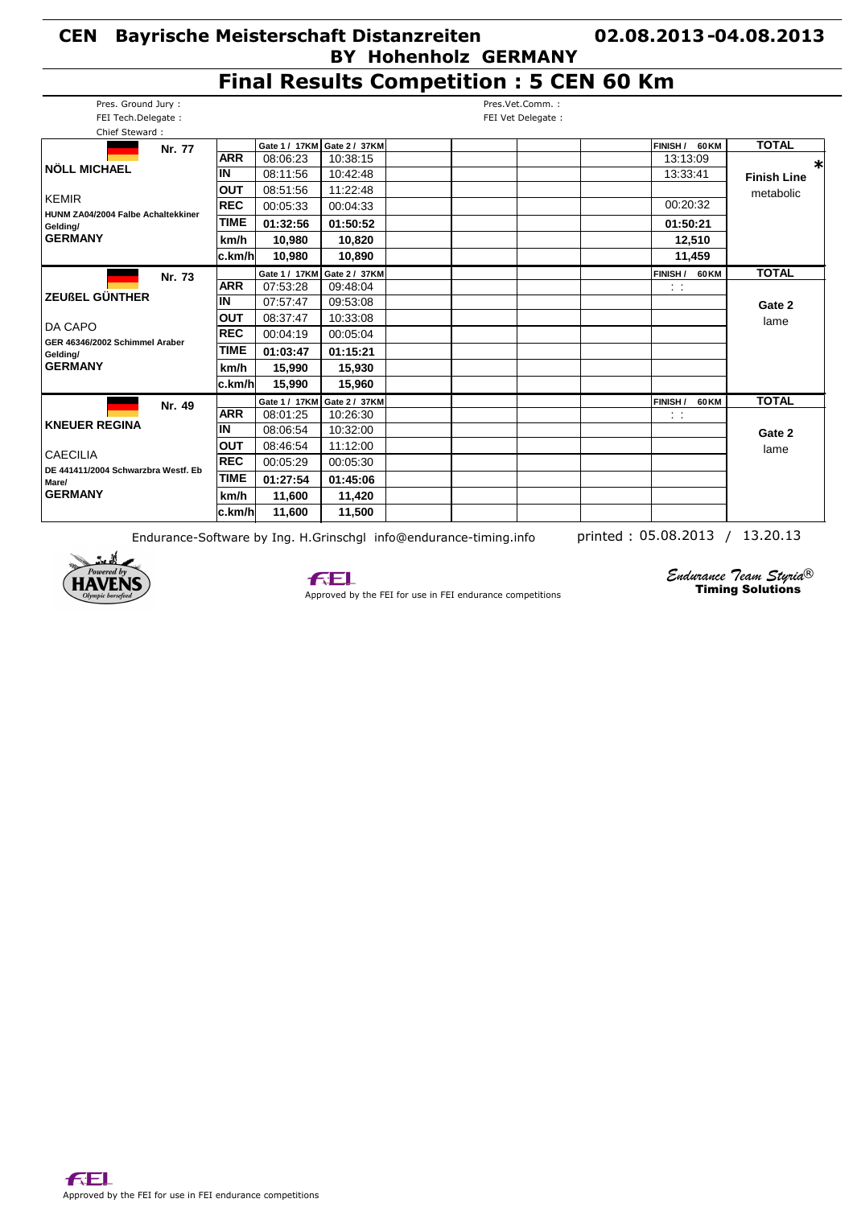# CEN Bayrische Meisterschaft Distanzreiten 02.08.2013 -04.08.2013

## BY Hohenholz GERMANY

# Final Results Competition : 5 CEN 60 Km

Pres. Ground Jury :
FEI Tech.Delegate :
Chief Steward :

Pres.Vet.Comm. :
FEI Vet Delegate :

| Rider / Horse | | Gate 1 / 17KM | Gate 2 / 37KM | | | | | FINISH / 60KM | TOTAL |
|---|---|---|---|---|---|---|---|---|---|
| Nr. 77 | ARR | 08:06:23 | 10:38:15 | | | | | 13:13:09 | * |
| NÖLL MICHAEL | IN | 08:11:56 | 10:42:48 | | | | | 13:33:41 | **Finish Line** |
| KEMIR | OUT | 08:51:56 | 11:22:48 | | | | | | metabolic |
| HUNM ZA04/2004 Falbe Achaltekkiner Gelding/ | REC | 00:05:33 | 00:04:33 | | | | | 00:20:32 | |
| GERMANY | TIME | **01:32:56** | **01:50:52** | | | | | **01:50:21** | |
| | km/h | **10,980** | **10,820** | | | | | **12,510** | |
| | c.km/h | **10,980** | **10,890** | | | | | **11,459** | |
| Nr. 73 | ARR | 07:53:28 | 09:48:04 | | | | | : : | |
| ZEUßEL GÜNTHER | IN | 07:57:47 | 09:53:08 | | | | | | **Gate 2** |
| DA CAPO | OUT | 08:37:47 | 10:33:08 | | | | | | lame |
| GER 46346/2002 Schimmel Araber Gelding/ | REC | 00:04:19 | 00:05:04 | | | | | | |
| GERMANY | TIME | **01:03:47** | **01:15:21** | | | | | | |
| | km/h | **15,990** | **15,930** | | | | | | |
| | c.km/h | **15,990** | **15,960** | | | | | | |
| Nr. 49 | ARR | 08:01:25 | 10:26:30 | | | | | : : | |
| KNEUER REGINA | IN | 08:06:54 | 10:32:00 | | | | | | **Gate 2** |
| CAECILIA | OUT | 08:46:54 | 11:12:00 | | | | | | lame |
| DE 441411/2004 Schwarzbra Westf. Eb Mare/ | REC | 00:05:29 | 00:05:30 | | | | | | |
| GERMANY | TIME | **01:27:54** | **01:45:06** | | | | | | |
| | km/h | **11,600** | **11,420** | | | | | | |
| | c.km/h | **11,600** | **11,500** | | | | | | |

Endurance-Software by Ing. H.Grinschgl info@endurance-timing.info printed : 05.08.2013 / 13.20.13

Powered by HAVENS Olympic horsefeed

FEI Approved by the FEI for use in FEI endurance competitions

Endurance Team Styria® Timing Solutions

FEI Approved by the FEI for use in FEI endurance competitions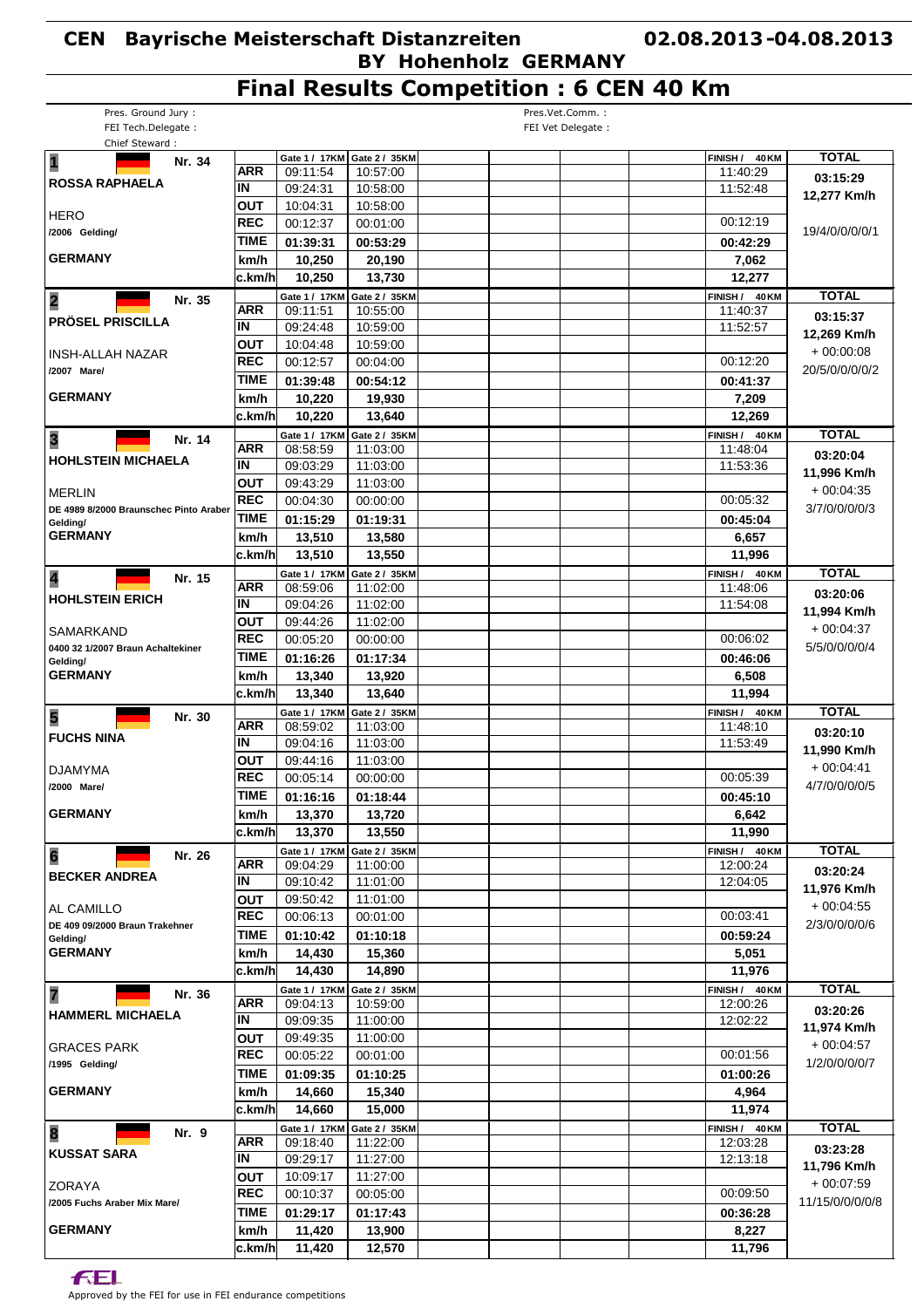# CEN Bayrische Meisterschaft Distanzreiten

**02.08.2013 - 04.08.2013**

**BY Hohenholz GERMANY**

## Final Results Competition : 6 CEN 40 Km

Pres. Ground Jury :
FEI Tech.Delegate :
Chief Steward :

Pres.Vet.Comm. :
FEI Vet Delegate :

| Rank | Rider / Horse | | Gate 1 / 17KM | Gate 2 / 35KM | FINISH / 40KM | TOTAL |
|---|---|---|---|---|---|---|
| 1 | Nr. 34 ROSSA RAPHAELA | ARR | 09:11:54 | 10:57:00 | 11:40:29 | 03:15:29 |
| | HERO | IN | 09:24:31 | 10:58:00 | 11:52:48 | 12,277 Km/h |
| | /2006 Gelding/ | OUT | 10:04:31 | 10:58:00 | | |
| | GERMANY | REC | 00:12:37 | 00:01:00 | 00:12:19 | 19/4/0/0/0/0/1 |
| | | TIME | 01:39:31 | 00:53:29 | 00:42:29 | |
| | | km/h | 10,250 | 20,190 | 7,062 | |
| | | c.km/h | 10,250 | 13,730 | 12,277 | |
| 2 | Nr. 35 PRÖSEL PRISCILLA | ARR | 09:11:51 | 10:55:00 | 11:40:37 | 03:15:37 |
| | INSH-ALLAH NAZAR | IN | 09:24:48 | 10:59:00 | 11:52:57 | 12,269 Km/h |
| | /2007 Mare/ | OUT | 10:04:48 | 10:59:00 | | + 00:00:08 |
| | GERMANY | REC | 00:12:57 | 00:04:00 | 00:12:20 | 20/5/0/0/0/0/2 |
| | | TIME | 01:39:48 | 00:54:12 | 00:41:37 | |
| | | km/h | 10,220 | 19,930 | 7,209 | |
| | | c.km/h | 10,220 | 13,640 | 12,269 | |
| 3 | Nr. 14 HOHLSTEIN MICHAELA | ARR | 08:58:59 | 11:03:00 | 11:48:04 | 03:20:04 |
| | MERLIN | IN | 09:03:29 | 11:03:00 | 11:53:36 | 11,996 Km/h |
| | DE 4989 8/2000 Braunschec Pinto Araber Gelding/ | OUT | 09:43:29 | 11:03:00 | | + 00:04:35 |
| | GERMANY | REC | 00:04:30 | 00:00:00 | 00:05:32 | 3/7/0/0/0/0/3 |
| | | TIME | 01:15:29 | 01:19:31 | 00:45:04 | |
| | | km/h | 13,510 | 13,580 | 6,657 | |
| | | c.km/h | 13,510 | 13,550 | 11,996 | |
| 4 | Nr. 15 HOHLSTEIN ERICH | ARR | 08:59:06 | 11:02:00 | 11:48:06 | 03:20:06 |
| | SAMARKAND | IN | 09:04:26 | 11:02:00 | 11:54:08 | 11,994 Km/h |
| | 0400 32 1/2007 Braun Achaltekiner Gelding/ | OUT | 09:44:26 | 11:02:00 | | + 00:04:37 |
| | GERMANY | REC | 00:05:20 | 00:00:00 | 00:06:02 | 5/5/0/0/0/0/4 |
| | | TIME | 01:16:26 | 01:17:34 | 00:46:06 | |
| | | km/h | 13,340 | 13,920 | 6,508 | |
| | | c.km/h | 13,340 | 13,640 | 11,994 | |
| 5 | Nr. 30 FUCHS NINA | ARR | 08:59:02 | 11:03:00 | 11:48:10 | 03:20:10 |
| | DJAMYMA | IN | 09:04:16 | 11:03:00 | 11:53:49 | 11,990 Km/h |
| | /2000 Mare/ | OUT | 09:44:16 | 11:03:00 | | + 00:04:41 |
| | GERMANY | REC | 00:05:14 | 00:00:00 | 00:05:39 | 4/7/0/0/0/0/5 |
| | | TIME | 01:16:16 | 01:18:44 | 00:45:10 | |
| | | km/h | 13,370 | 13,720 | 6,642 | |
| | | c.km/h | 13,370 | 13,550 | 11,990 | |
| 6 | Nr. 26 BECKER ANDREA | ARR | 09:04:29 | 11:00:00 | 12:00:24 | 03:20:24 |
| | AL CAMILLO | IN | 09:10:42 | 11:01:00 | 12:04:05 | 11,976 Km/h |
| | DE 409 09/2000 Braun Trakehner Gelding/ | OUT | 09:50:42 | 11:01:00 | | + 00:04:55 |
| | GERMANY | REC | 00:06:13 | 00:01:00 | 00:03:41 | 2/3/0/0/0/0/6 |
| | | TIME | 01:10:42 | 01:10:18 | 00:59:24 | |
| | | km/h | 14,430 | 15,360 | 5,051 | |
| | | c.km/h | 14,430 | 14,890 | 11,976 | |
| 7 | Nr. 36 HAMMERL MICHAELA | ARR | 09:04:13 | 10:59:00 | 12:00:26 | 03:20:26 |
| | GRACES PARK | IN | 09:09:35 | 11:00:00 | 12:02:22 | 11,974 Km/h |
| | /1995 Gelding/ | OUT | 09:49:35 | 11:00:00 | | + 00:04:57 |
| | GERMANY | REC | 00:05:22 | 00:01:00 | 00:01:56 | 1/2/0/0/0/0/7 |
| | | TIME | 01:09:35 | 01:10:25 | 01:00:26 | |
| | | km/h | 14,660 | 15,340 | 4,964 | |
| | | c.km/h | 14,660 | 15,000 | 11,974 | |
| 8 | Nr. 9 KUSSAT SARA | ARR | 09:18:40 | 11:22:00 | 12:03:28 | 03:23:28 |
| | ZORAYA | IN | 09:29:17 | 11:27:00 | 12:13:18 | 11,796 Km/h |
| | /2005 Fuchs Araber Mix Mare/ | OUT | 10:09:17 | 11:27:00 | | + 00:07:59 |
| | GERMANY | REC | 00:10:37 | 00:05:00 | 00:09:50 | 11/15/0/0/0/0/8 |
| | | TIME | 01:29:17 | 01:17:43 | 00:36:28 | |
| | | km/h | 11,420 | 13,900 | 8,227 | |
| | | c.km/h | 11,420 | 12,570 | 11,796 | |

Approved by the FEI for use in FEI endurance competitions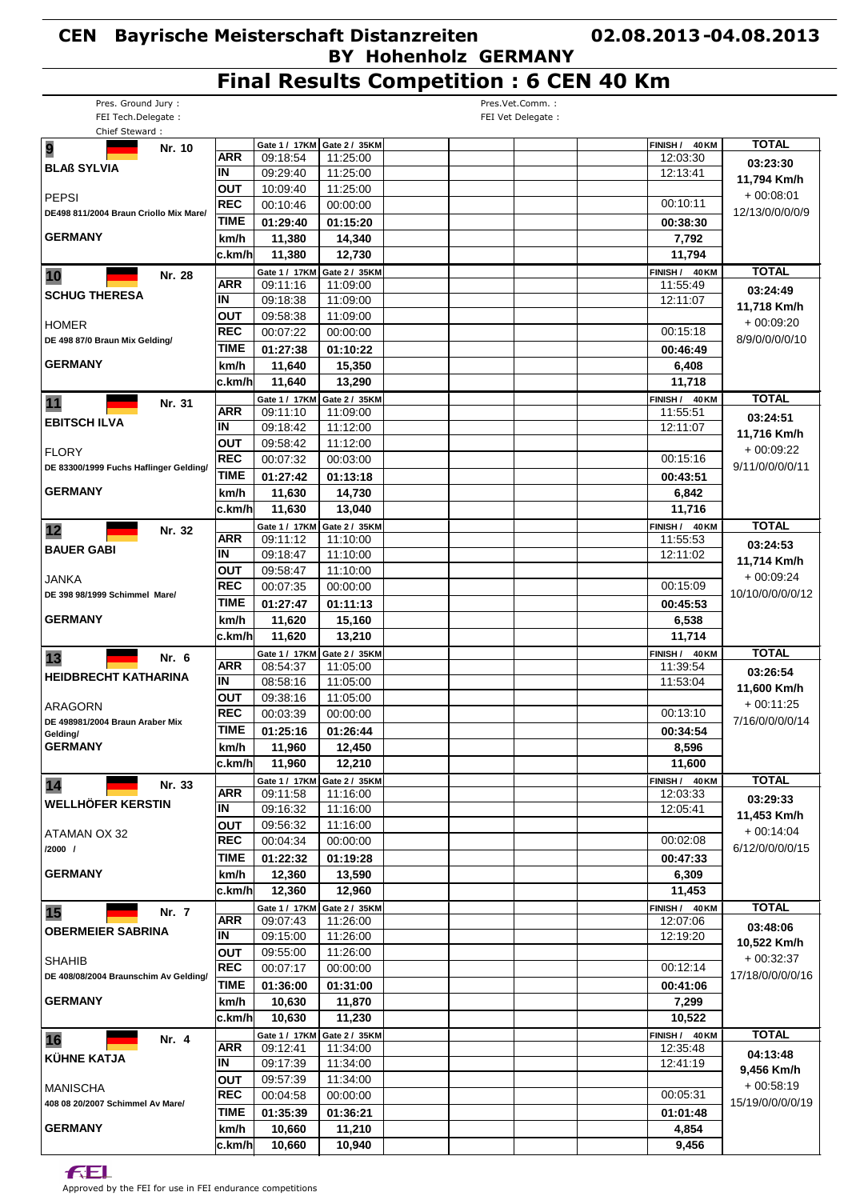# CEN Bayrische Meisterschaft Distanzreiten

**02.08.2013 -04.08.2013**

**BY Hohenholz GERMANY**

## Final Results Competition : 6 CEN 40 Km

Pres. Ground Jury :
FEI Tech.Delegate :
Chief Steward :

Pres.Vet.Comm. :
FEI Vet Delegate :

| Rank / Rider / Horse | | Gate 1 / 17KM | Gate 2 / 35KM | | | | FINISH / 40KM | TOTAL |
|---|---|---|---|---|---|---|---|---|
| **9** Nr. 10 **BLAß SYLVIA** | ARR | 09:18:54 | 11:25:00 | | | | 12:03:30 | **03:23:30** |
| | IN | 09:29:40 | 11:25:00 | | | | 12:13:41 | **11,794 Km/h** |
| PEPSI | OUT | 10:09:40 | 11:25:00 | | | | | + 00:08:01 |
| DE498 811/2004 Braun Criollo Mix Mare/ | REC | 00:10:46 | 00:00:00 | | | | 00:10:11 | 12/13/0/0/0/0/9 |
| | TIME | **01:29:40** | **01:15:20** | | | | **00:38:30** | |
| **GERMANY** | km/h | **11,380** | **14,340** | | | | **7,792** | |
| | c.km/h | **11,380** | **12,730** | | | | **11,794** | |
| **10** Nr. 28 **SCHUG THERESA** | ARR | 09:11:16 | 11:09:00 | | | | 11:55:49 | **03:24:49** |
| | IN | 09:18:38 | 11:09:00 | | | | 12:11:07 | **11,718 Km/h** |
| HOMER | OUT | 09:58:38 | 11:09:00 | | | | | + 00:09:20 |
| DE 498 87/0 Braun Mix Gelding/ | REC | 00:07:22 | 00:00:00 | | | | 00:15:18 | 8/9/0/0/0/0/10 |
| | TIME | **01:27:38** | **01:10:22** | | | | **00:46:49** | |
| **GERMANY** | km/h | **11,640** | **15,350** | | | | **6,408** | |
| | c.km/h | **11,640** | **13,290** | | | | **11,718** | |
| **11** Nr. 31 **EBITSCH ILVA** | ARR | 09:11:10 | 11:09:00 | | | | 11:55:51 | **03:24:51** |
| | IN | 09:18:42 | 11:12:00 | | | | 12:11:07 | **11,716 Km/h** |
| FLORY | OUT | 09:58:42 | 11:12:00 | | | | | + 00:09:22 |
| DE 83300/1999 Fuchs Haflinger Gelding/ | REC | 00:07:32 | 00:03:00 | | | | 00:15:16 | 9/11/0/0/0/0/11 |
| | TIME | **01:27:42** | **01:13:18** | | | | **00:43:51** | |
| **GERMANY** | km/h | **11,630** | **14,730** | | | | **6,842** | |
| | c.km/h | **11,630** | **13,040** | | | | **11,716** | |
| **12** Nr. 32 **BAUER GABI** | ARR | 09:11:12 | 11:10:00 | | | | 11:55:53 | **03:24:53** |
| | IN | 09:18:47 | 11:10:00 | | | | 12:11:02 | **11,714 Km/h** |
| JANKA | OUT | 09:58:47 | 11:10:00 | | | | | + 00:09:24 |
| DE 398 98/1999 Schimmel Mare/ | REC | 00:07:35 | 00:00:00 | | | | 00:15:09 | 10/10/0/0/0/0/12 |
| | TIME | **01:27:47** | **01:11:13** | | | | **00:45:53** | |
| **GERMANY** | km/h | **11,620** | **15,160** | | | | **6,538** | |
| | c.km/h | **11,620** | **13,210** | | | | **11,714** | |
| **13** Nr. 6 **HEIDBRECHT KATHARINA** | ARR | 08:54:37 | 11:05:00 | | | | 11:39:54 | **03:26:54** |
| | IN | 08:58:16 | 11:05:00 | | | | 11:53:04 | **11,600 Km/h** |
| ARAGORN | OUT | 09:38:16 | 11:05:00 | | | | | + 00:11:25 |
| DE 498981/2004 Braun Araber Mix Gelding/ | REC | 00:03:39 | 00:00:00 | | | | 00:13:10 | 7/16/0/0/0/0/14 |
| | TIME | **01:25:16** | **01:26:44** | | | | **00:34:54** | |
| **GERMANY** | km/h | **11,960** | **12,450** | | | | **8,596** | |
| | c.km/h | **11,960** | **12,210** | | | | **11,600** | |
| **14** Nr. 33 **WELLHÖFER KERSTIN** | ARR | 09:11:58 | 11:16:00 | | | | 12:03:33 | **03:29:33** |
| | IN | 09:16:32 | 11:16:00 | | | | 12:05:41 | **11,453 Km/h** |
| ATAMAN OX 32 | OUT | 09:56:32 | 11:16:00 | | | | | + 00:14:04 |
| /2000 / | REC | 00:04:34 | 00:00:00 | | | | 00:02:08 | 6/12/0/0/0/0/15 |
| | TIME | **01:22:32** | **01:19:28** | | | | **00:47:33** | |
| **GERMANY** | km/h | **12,360** | **13,590** | | | | **6,309** | |
| | c.km/h | **12,360** | **12,960** | | | | **11,453** | |
| **15** Nr. 7 **OBERMEIER SABRINA** | ARR | 09:07:43 | 11:26:00 | | | | 12:07:06 | **03:48:06** |
| | IN | 09:15:00 | 11:26:00 | | | | 12:19:20 | **10,522 Km/h** |
| SHAHIB | OUT | 09:55:00 | 11:26:00 | | | | | + 00:32:37 |
| DE 408/08/2004 Braunschim Av Gelding/ | REC | 00:07:17 | 00:00:00 | | | | 00:12:14 | 17/18/0/0/0/0/16 |
| | TIME | **01:36:00** | **01:31:00** | | | | **00:41:06** | |
| **GERMANY** | km/h | **10,630** | **11,870** | | | | **7,299** | |
| | c.km/h | **10,630** | **11,230** | | | | **10,522** | |
| **16** Nr. 4 **KÜHNE KATJA** | ARR | 09:12:41 | 11:34:00 | | | | 12:35:48 | **04:13:48** |
| | IN | 09:17:39 | 11:34:00 | | | | 12:41:19 | **9,456 Km/h** |
| MANISCHA | OUT | 09:57:39 | 11:34:00 | | | | | + 00:58:19 |
| 408 08 20/2007 Schimmel Av Mare/ | REC | 00:04:58 | 00:00:00 | | | | 00:05:31 | 15/19/0/0/0/0/19 |
| | TIME | **01:35:39** | **01:36:21** | | | | **01:01:48** | |
| **GERMANY** | km/h | **10,660** | **11,210** | | | | **4,854** | |
| | c.km/h | **10,660** | **10,940** | | | | **9,456** | |

Approved by the FEI for use in FEI endurance competitions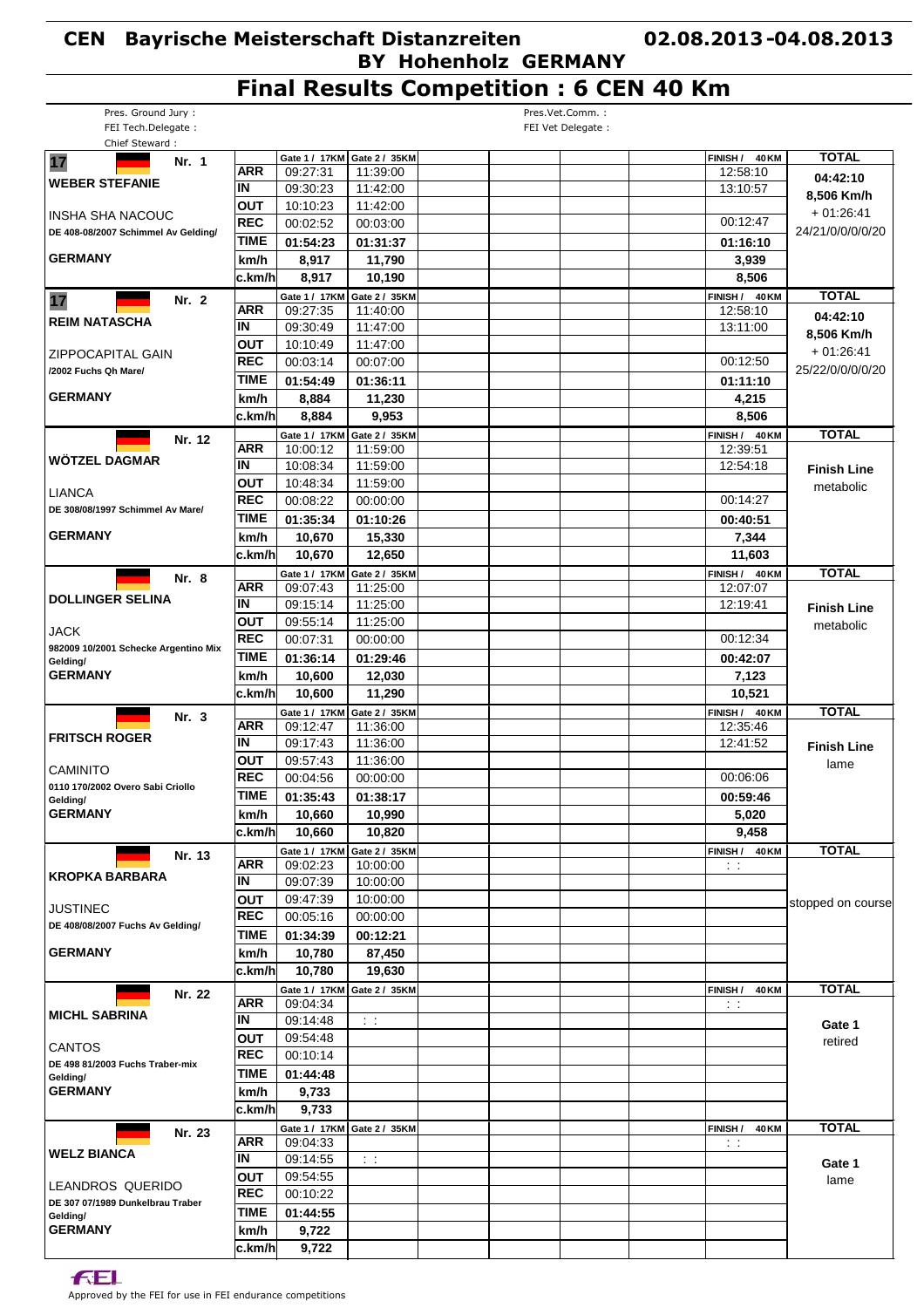# CEN Bayrische Meisterschaft Distanzreiten

**02.08.2013 - 04.08.2013**

**BY Hohenholz GERMANY**

## Final Results Competition : 6 CEN 40 Km

Pres. Ground Jury :
FEI Tech.Delegate :
Chief Steward :

Pres.Vet.Comm. :
FEI Vet Delegate :

| Rider / Horse | | Gate 1 / 17KM | Gate 2 / 35KM | FINISH / 40KM | TOTAL |
|---|---|---|---|---|---|
| **17** Nr. 1 | ARR | 09:27:31 | 11:39:00 | 12:58:10 | **04:42:10** |
| **WEBER STEFANIE** | IN | 09:30:23 | 11:42:00 | 13:10:57 | **8,506 Km/h** |
| INSHA SHA NACOUC | OUT | 10:10:23 | 11:42:00 | | + 01:26:41 |
| DE 408-08/2007 Schimmel Av Gelding/ | REC | 00:02:52 | 00:03:00 | 00:12:47 | 24/21/0/0/0/0/20 |
| | TIME | **01:54:23** | **01:31:37** | **01:16:10** | |
| **GERMANY** | km/h | **8,917** | **11,790** | **3,939** | |
| | c.km/h | **8,917** | **10,190** | **8,506** | |
| **17** Nr. 2 | ARR | 09:27:35 | 11:40:00 | 12:58:10 | **04:42:10** |
| **REIM NATASCHA** | IN | 09:30:49 | 11:47:00 | 13:11:00 | **8,506 Km/h** |
| ZIPPOCAPITAL GAIN | OUT | 10:10:49 | 11:47:00 | | + 01:26:41 |
| /2002 Fuchs Qh Mare/ | REC | 00:03:14 | 00:07:00 | 00:12:50 | 25/22/0/0/0/0/20 |
| | TIME | **01:54:49** | **01:36:11** | **01:11:10** | |
| **GERMANY** | km/h | **8,884** | **11,230** | **4,215** | |
| | c.km/h | **8,884** | **9,953** | **8,506** | |
| Nr. 12 | ARR | 10:00:12 | 11:59:00 | 12:39:51 | |
| **WÖTZEL DAGMAR** | IN | 10:08:34 | 11:59:00 | 12:54:18 | **Finish Line** |
| LIANCA | OUT | 10:48:34 | 11:59:00 | | metabolic |
| DE 308/08/1997 Schimmel Av Mare/ | REC | 00:08:22 | 00:00:00 | 00:14:27 | |
| | TIME | **01:35:34** | **01:10:26** | **00:40:51** | |
| **GERMANY** | km/h | **10,670** | **15,330** | **7,344** | |
| | c.km/h | **10,670** | **12,650** | **11,603** | |
| Nr. 8 | ARR | 09:07:43 | 11:25:00 | 12:07:07 | |
| **DOLLINGER SELINA** | IN | 09:15:14 | 11:25:00 | 12:19:41 | **Finish Line** |
| JACK | OUT | 09:55:14 | 11:25:00 | | metabolic |
| 982009 10/2001 Schecke Argentino Mix Gelding/ | REC | 00:07:31 | 00:00:00 | 00:12:34 | |
| | TIME | **01:36:14** | **01:29:46** | **00:42:07** | |
| **GERMANY** | km/h | **10,600** | **12,030** | **7,123** | |
| | c.km/h | **10,600** | **11,290** | **10,521** | |
| Nr. 3 | ARR | 09:12:47 | 11:36:00 | 12:35:46 | |
| **FRITSCH ROGER** | IN | 09:17:43 | 11:36:00 | 12:41:52 | **Finish Line** |
| CAMINITO | OUT | 09:57:43 | 11:36:00 | | lame |
| 0110 170/2002 Overo Sabi Criollo Gelding/ | REC | 00:04:56 | 00:00:00 | 00:06:06 | |
| | TIME | **01:35:43** | **01:38:17** | **00:59:46** | |
| **GERMANY** | km/h | **10,660** | **10,990** | **5,020** | |
| | c.km/h | **10,660** | **10,820** | **9,458** | |
| Nr. 13 | ARR | 09:02:23 | 10:00:00 | : : | |
| **KROPKA BARBARA** | IN | 09:07:39 | 10:00:00 | | |
| JUSTINEC | OUT | 09:47:39 | 10:00:00 | | stopped on course |
| DE 408/08/2007 Fuchs Av Gelding/ | REC | 00:05:16 | 00:00:00 | | |
| | TIME | **01:34:39** | **00:12:21** | | |
| **GERMANY** | km/h | **10,780** | **87,450** | | |
| | c.km/h | **10,780** | **19,630** | | |
| Nr. 22 | ARR | 09:04:34 | | : : | |
| **MICHL SABRINA** | IN | 09:14:48 | : : | | **Gate 1** |
| CANTOS | OUT | 09:54:48 | | | retired |
| DE 498 81/2003 Fuchs Traber-mix Gelding/ | REC | 00:10:14 | | | |
| | TIME | **01:44:48** | | | |
| **GERMANY** | km/h | **9,733** | | | |
| | c.km/h | **9,733** | | | |
| Nr. 23 | ARR | 09:04:33 | | : : | |
| **WELZ BIANCA** | IN | 09:14:55 | : : | | **Gate 1** |
| LEANDROS QUERIDO | OUT | 09:54:55 | | | lame |
| DE 307 07/1989 Dunkelbrau Traber Gelding/ | REC | 00:10:22 | | | |
| | TIME | **01:44:55** | | | |
| **GERMANY** | km/h | **9,722** | | | |
| | c.km/h | **9,722** | | | |

Approved by the FEI for use in FEI endurance competitions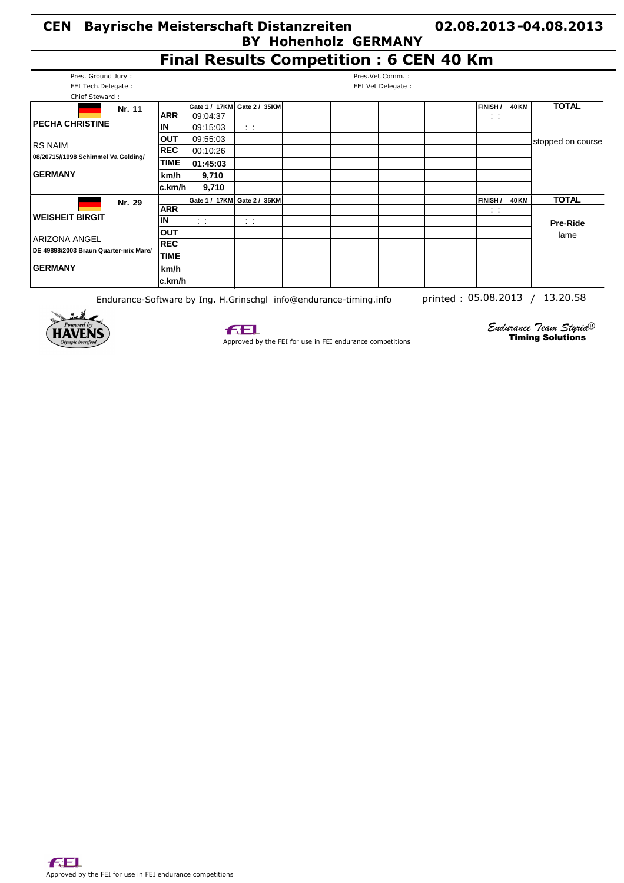# CEN Bayrische Meisterschaft Distanzreiten 02.08.2013 -04.08.2013

## BY Hohenholz GERMANY

## Final Results Competition : 6 CEN 40 Km

Pres. Ground Jury :
FEI Tech.Delegate :
Chief Steward :

Pres.Vet.Comm. :
FEI Vet Delegate :

| Nr. 11 | | Gate 1 / 17KM | Gate 2 / 35KM | | | | | FINISH / 40 KM | TOTAL |
|---|---|---|---|---|---|---|---|---|---|
| PECHA CHRISTINE | ARR | 09:04:37 | | | | | | : : | stopped on course |
| | IN | 09:15:03 | : : | | | | | | |
| RS NAIM | OUT | 09:55:03 | | | | | | | |
| 08/20715//1998 Schimmel Va Gelding/ | REC | 00:10:26 | | | | | | | |
| | TIME | 01:45:03 | | | | | | | |
| GERMANY | km/h | 9,710 | | | | | | | |
| | c.km/h | 9,710 | | | | | | | |

| Nr. 29 | | Gate 1 / 17KM | Gate 2 / 35KM | | | | | FINISH / 40 KM | TOTAL |
|---|---|---|---|---|---|---|---|---|---|
| WEISHEIT BIRGIT | ARR | | | | | | | : : | **Pre-Ride** lame |
| | IN | : : | : : | | | | | | |
| ARIZONA ANGEL | OUT | | | | | | | | |
| DE 49898/2003 Braun Quarter-mix Mare/ | REC | | | | | | | | |
| | TIME | | | | | | | | |
| GERMANY | km/h | | | | | | | | |
| | c.km/h | | | | | | | | |

Endurance-Software by Ing. H.Grinschgl info@endurance-timing.info printed : 05.08.2013 / 13.20.58

Powered by HAVENS Olympic horsefeed

FEI Approved by the FEI for use in FEI endurance competitions

Endurance Team Styria® Timing Solutions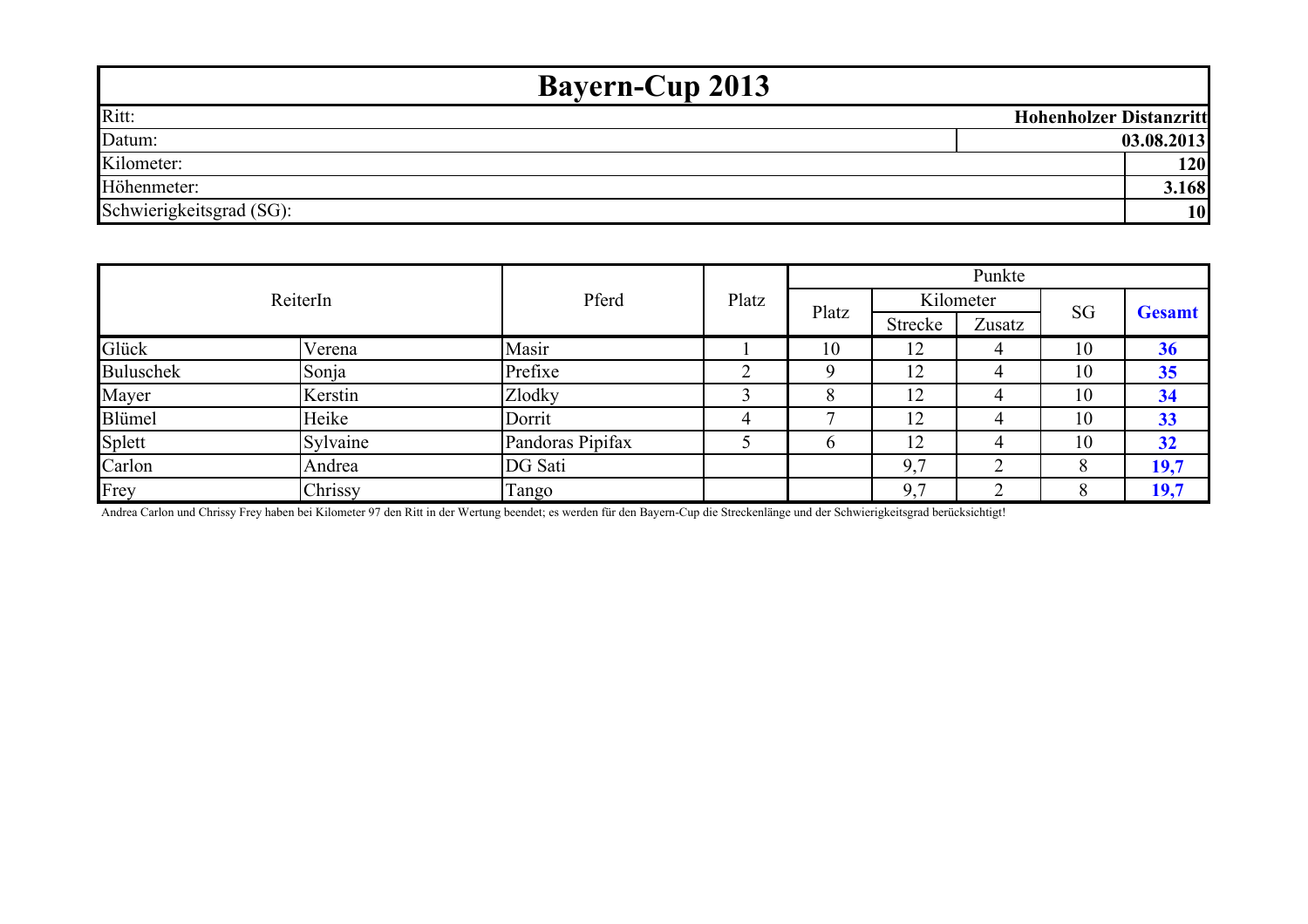# Bayern-Cup 2013

| | |
|---|---|
| Ritt: | **Hohenholzer Distanzritt** |
| Datum: | **03.08.2013** |
| Kilometer: | **120** |
| Höhenmeter: | **3.168** |
| Schwierigkeitsgrad (SG): | **10** |

| ReiterIn | | Pferd | Platz | Punkte | | | | |
|---|---|---|---|---|---|---|---|---|
| | | | | Platz | Kilometer | | SG | **Gesamt** |
| | | | | | Strecke | Zusatz | | |
| Glück | Verena | Masir | 1 | 10 | 12 | 4 | 10 | **36** |
| Buluschek | Sonja | Prefixe | 2 | 9 | 12 | 4 | 10 | **35** |
| Mayer | Kerstin | Zlodky | 3 | 8 | 12 | 4 | 10 | **34** |
| Blümel | Heike | Dorrit | 4 | 7 | 12 | 4 | 10 | **33** |
| Splett | Sylvaine | Pandoras Pipifax | 5 | 6 | 12 | 4 | 10 | **32** |
| Carlon | Andrea | DG Sati | | | 9,7 | 2 | 8 | **19,7** |
| Frey | Chrissy | Tango | | | 9,7 | 2 | 8 | **19,7** |

Andrea Carlon und Chrissy Frey haben bei Kilometer 97 den Ritt in der Wertung beendet; es werden für den Bayern-Cup die Streckenlänge und der Schwierigkeitsgrad berücksichtigt!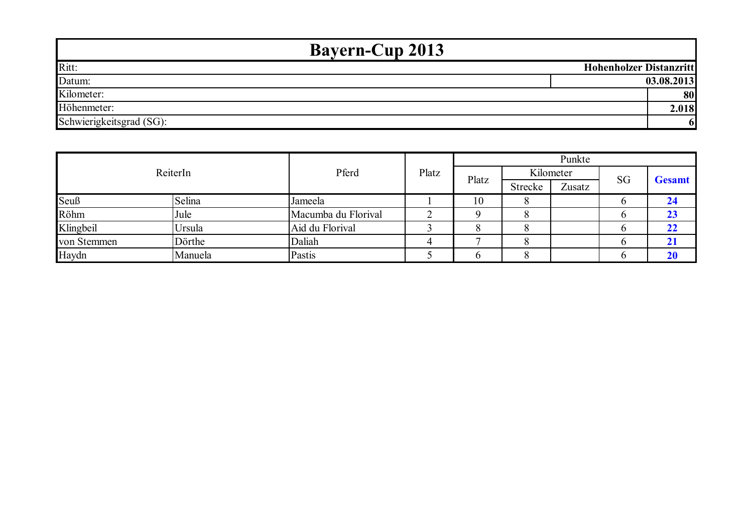# Bayern-Cup 2013

| | |
|---|---|
| Ritt: | **Hohenholzer Distanzritt** |
| Datum: | **03.08.2013** |
| Kilometer: | **80** |
| Höhenmeter: | **2.018** |
| Schwierigkeitsgrad (SG): | **6** |

| ReiterIn | | Pferd | Platz | Punkte | | | | |
|---|---|---|---|---|---|---|---|---|
| | | | | Platz | Kilometer | | SG | **Gesamt** |
| | | | | | Strecke | Zusatz | | |
| Seuß | Selina | Jameela | 1 | 10 | 8 | | 6 | **24** |
| Röhm | Jule | Macumba du Florival | 2 | 9 | 8 | | 6 | **23** |
| Klingbeil | Ursula | Aid du Florival | 3 | 8 | 8 | | 6 | **22** |
| von Stemmen | Dörthe | Daliah | 4 | 7 | 8 | | 6 | **21** |
| Haydn | Manuela | Pastis | 5 | 6 | 8 | | 6 | **20** |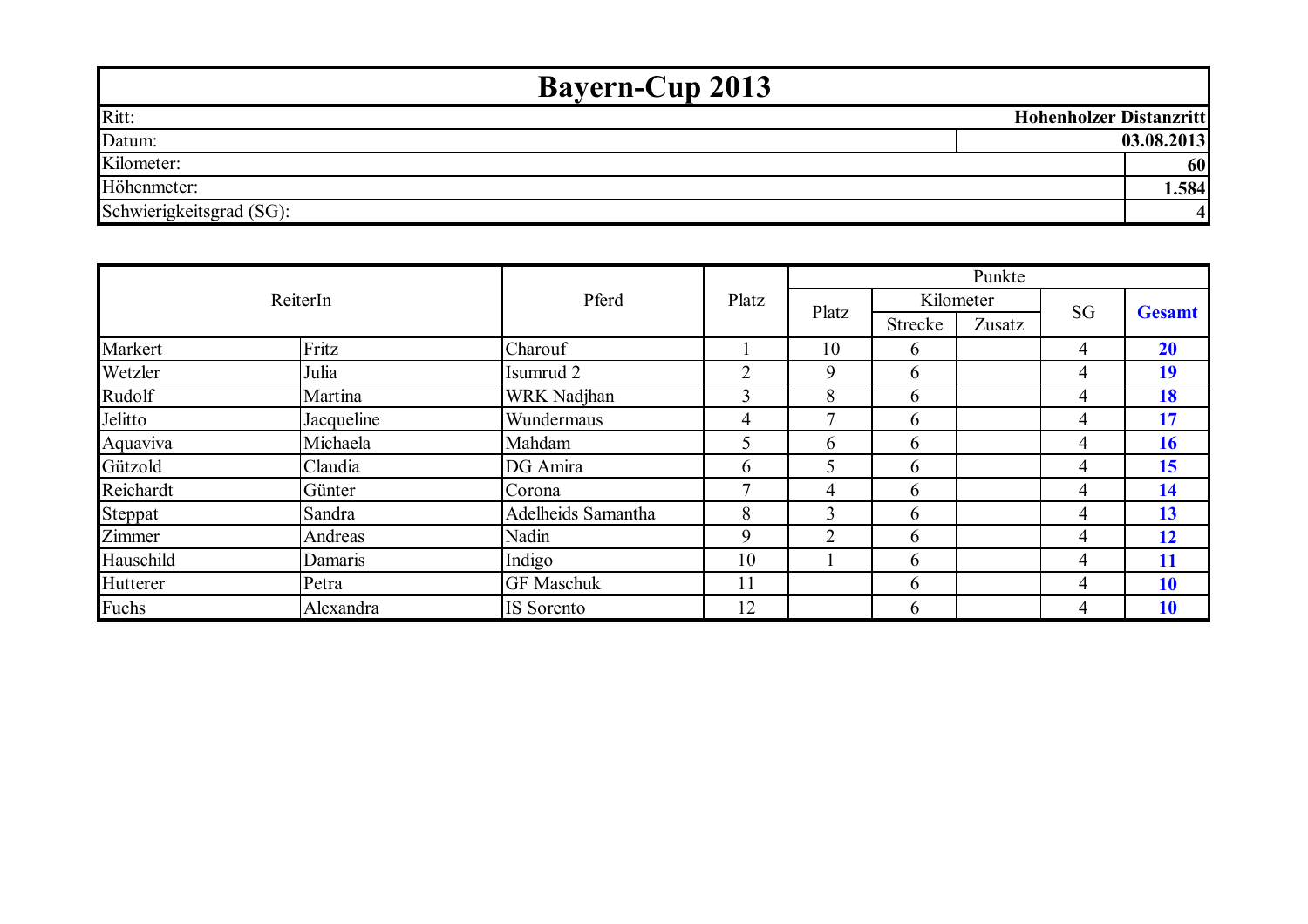# Bayern-Cup 2013

| | |
|---|---|
| Ritt: | **Hohenholzer Distanzritt** |
| Datum: | **03.08.2013** |
| Kilometer: | **60** |
| Höhenmeter: | **1.584** |
| Schwierigkeitsgrad (SG): | **4** |

| ReiterIn | | Pferd | Platz | Punkte | | | | |
|---|---|---|---|---|---|---|---|---|
| | | | | Platz | Kilometer | | SG | **Gesamt** |
| | | | | | Strecke | Zusatz | | |
| Markert | Fritz | Charouf | 1 | 10 | 6 | | 4 | **20** |
| Wetzler | Julia | Isumrud 2 | 2 | 9 | 6 | | 4 | **19** |
| Rudolf | Martina | WRK Nadjhan | 3 | 8 | 6 | | 4 | **18** |
| Jelitto | Jacqueline | Wundermaus | 4 | 7 | 6 | | 4 | **17** |
| Aquaviva | Michaela | Mahdam | 5 | 6 | 6 | | 4 | **16** |
| Gützold | Claudia | DG Amira | 6 | 5 | 6 | | 4 | **15** |
| Reichardt | Günter | Corona | 7 | 4 | 6 | | 4 | **14** |
| Steppat | Sandra | Adelheids Samantha | 8 | 3 | 6 | | 4 | **13** |
| Zimmer | Andreas | Nadin | 9 | 2 | 6 | | 4 | **12** |
| Hauschild | Damaris | Indigo | 10 | 1 | 6 | | 4 | **11** |
| Hutterer | Petra | GF Maschuk | 11 | | 6 | | 4 | **10** |
| Fuchs | Alexandra | IS Sorento | 12 | | 6 | | 4 | **10** |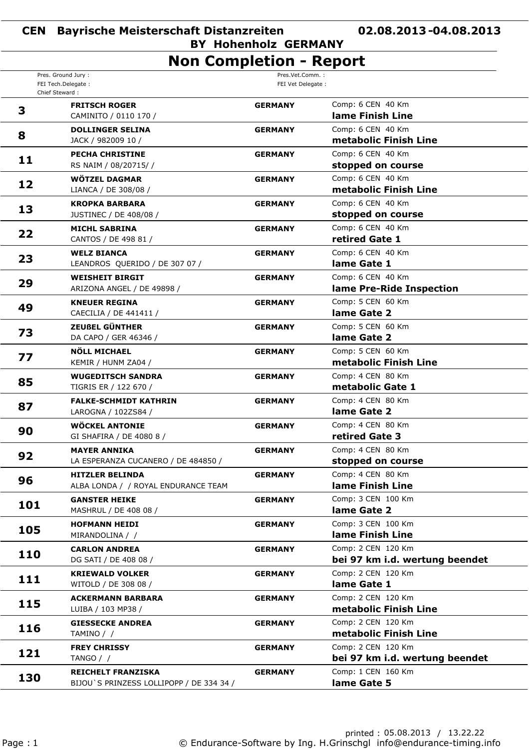# CEN Bayrische Meisterschaft Distanzreiten 02.08.2013 -04.08.2013

**BY Hohenholz GERMANY**

## Non Completion - Report

Pres. Ground Jury :
FEI Tech.Delegate :
Chief Steward :

Pres.Vet.Comm. :
FEI Vet Delegate :

| | | | |
|---|---|---|---|
| **3** | **FRITSCH ROGER**<br>CAMINITO / 0110 170 / | **GERMANY** | Comp: 6 CEN 40 Km<br>**lame Finish Line** |
| **8** | **DOLLINGER SELINA**<br>JACK / 982009 10 / | **GERMANY** | Comp: 6 CEN 40 Km<br>**metabolic Finish Line** |
| **11** | **PECHA CHRISTINE**<br>RS NAIM / 08/20715/ / | **GERMANY** | Comp: 6 CEN 40 Km<br>**stopped on course** |
| **12** | **WÖTZEL DAGMAR**<br>LIANCA / DE 308/08 / | **GERMANY** | Comp: 6 CEN 40 Km<br>**metabolic Finish Line** |
| **13** | **KROPKA BARBARA**<br>JUSTINEC / DE 408/08 / | **GERMANY** | Comp: 6 CEN 40 Km<br>**stopped on course** |
| **22** | **MICHL SABRINA**<br>CANTOS / DE 498 81 / | **GERMANY** | Comp: 6 CEN 40 Km<br>**retired Gate 1** |
| **23** | **WELZ BIANCA**<br>LEANDROS QUERIDO / DE 307 07 / | **GERMANY** | Comp: 6 CEN 40 Km<br>**lame Gate 1** |
| **29** | **WEISHEIT BIRGIT**<br>ARIZONA ANGEL / DE 49898 / | **GERMANY** | Comp: 6 CEN 40 Km<br>**lame Pre-Ride Inspection** |
| **49** | **KNEUER REGINA**<br>CAECILIA / DE 441411 / | **GERMANY** | Comp: 5 CEN 60 Km<br>**lame Gate 2** |
| **73** | **ZEUßEL GÜNTHER**<br>DA CAPO / GER 46346 / | **GERMANY** | Comp: 5 CEN 60 Km<br>**lame Gate 2** |
| **77** | **NÖLL MICHAEL**<br>KEMIR / HUNM ZA04 / | **GERMANY** | Comp: 5 CEN 60 Km<br>**metabolic Finish Line** |
| **85** | **WUGEDITSCH SANDRA**<br>TIGRIS ER / 122 670 / | **GERMANY** | Comp: 4 CEN 80 Km<br>**metabolic Gate 1** |
| **87** | **FALKE-SCHMIDT KATHRIN**<br>LAROGNA / 102ZS84 / | **GERMANY** | Comp: 4 CEN 80 Km<br>**lame Gate 2** |
| **90** | **WÖCKEL ANTONIE**<br>GI SHAFIRA / DE 4080 8 / | **GERMANY** | Comp: 4 CEN 80 Km<br>**retired Gate 3** |
| **92** | **MAYER ANNIKA**<br>LA ESPERANZA CUCANERO / DE 484850 / | **GERMANY** | Comp: 4 CEN 80 Km<br>**stopped on course** |
| **96** | **HITZLER BELINDA**<br>ALBA LONDA / / ROYAL ENDURANCE TEAM | **GERMANY** | Comp: 4 CEN 80 Km<br>**lame Finish Line** |
| **101** | **GANSTER HEIKE**<br>MASHRUL / DE 408 08 / | **GERMANY** | Comp: 3 CEN 100 Km<br>**lame Gate 2** |
| **105** | **HOFMANN HEIDI**<br>MIRANDOLINA / / | **GERMANY** | Comp: 3 CEN 100 Km<br>**lame Finish Line** |
| **110** | **CARLON ANDREA**<br>DG SATI / DE 408 08 / | **GERMANY** | Comp: 2 CEN 120 Km<br>**bei 97 km i.d. wertung beendet** |
| **111** | **KRIEWALD VOLKER**<br>WITOLD / DE 308 08 / | **GERMANY** | Comp: 2 CEN 120 Km<br>**lame Gate 1** |
| **115** | **ACKERMANN BARBARA**<br>LUIBA / 103 MP38 / | **GERMANY** | Comp: 2 CEN 120 Km<br>**metabolic Finish Line** |
| **116** | **GIESSECKE ANDREA**<br>TAMINO / / | **GERMANY** | Comp: 2 CEN 120 Km<br>**metabolic Finish Line** |
| **121** | **FREY CHRISSY**<br>TANGO / / | **GERMANY** | Comp: 2 CEN 120 Km<br>**bei 97 km i.d. wertung beendet** |
| **130** | **REICHELT FRANZISKA**<br>BIJOU`S PRINZESS LOLLIPOPP / DE 334 34 / | **GERMANY** | Comp: 1 CEN 160 Km<br>**lame Gate 5** |

printed : 05.08.2013 / 13.22.22

© Endurance-Software by Ing. H.Grinschgl info@endurance-timing.info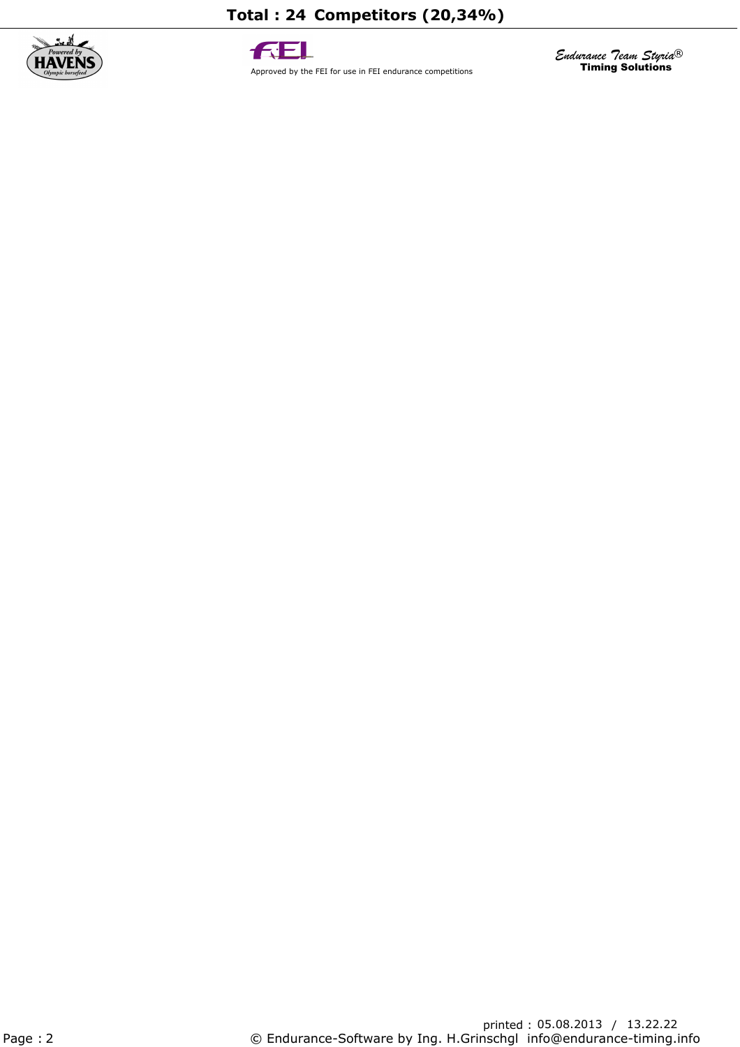**Total : 24 Competitors (20,34%)**

Approved by the FEI for use in FEI endurance competitions

Endurance Team Styria®
**Timing Solutions**

printed : 05.08.2013 / 13.22.22

© Endurance-Software by Ing. H.Grinschgl info@endurance-timing.info